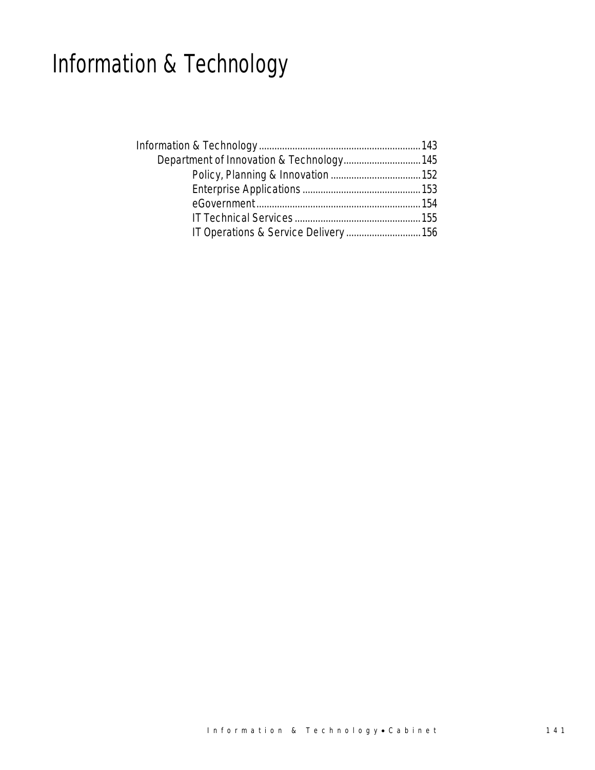# Information & Technology

- Information & Technology .......... 143
  - Department of Innovation & Technology .......... 145
    - Policy, Planning & Innovation .......... 152
    - Enterprise Applications .......... 153
    - eGovernment .......... 154
    - IT Technical Services .......... 155
    - IT Operations & Service Delivery .......... 156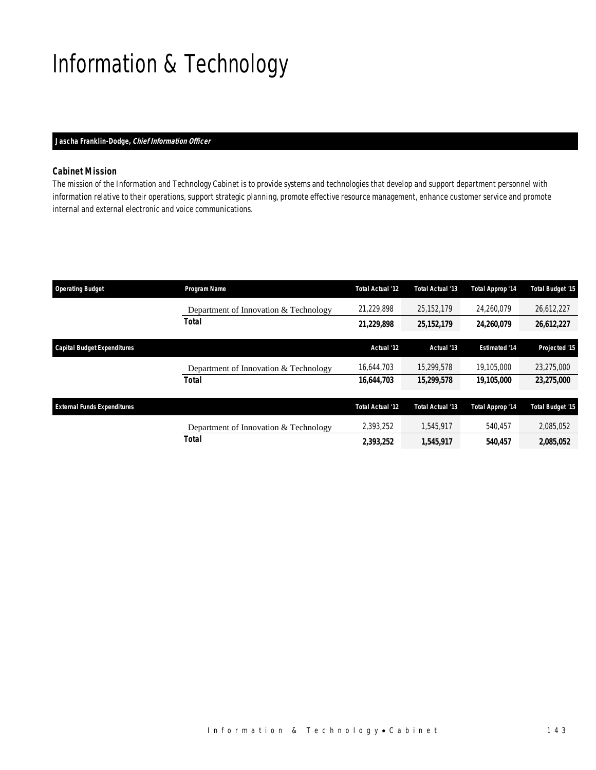# Information & Technology

**Jascha Franklin-Dodge, *Chief Information Officer***

### Cabinet Mission

The mission of the Information and Technology Cabinet is to provide systems and technologies that develop and support department personnel with information relative to their operations, support strategic planning, promote effective resource management, enhance customer service and promote internal and external electronic and voice communications.

| Operating Budget | Program Name | Total Actual '12 | Total Actual '13 | Total Approp '14 | Total Budget '15 |
|---|---|---|---|---|---|
| | Department of Innovation & Technology | 21,229,898 | 25,152,179 | 24,260,079 | 26,612,227 |
| | **Total** | **21,229,898** | **25,152,179** | **24,260,079** | **26,612,227** |

| Capital Budget Expenditures | | Actual '12 | Actual '13 | Estimated '14 | Projected '15 |
|---|---|---|---|---|---|
| | Department of Innovation & Technology | 16,644,703 | 15,299,578 | 19,105,000 | 23,275,000 |
| | **Total** | **16,644,703** | **15,299,578** | **19,105,000** | **23,275,000** |

| External Funds Expenditures | | Total Actual '12 | Total Actual '13 | Total Approp '14 | Total Budget '15 |
|---|---|---|---|---|---|
| | Department of Innovation & Technology | 2,393,252 | 1,545,917 | 540,457 | 2,085,052 |
| | **Total** | **2,393,252** | **1,545,917** | **540,457** | **2,085,052** |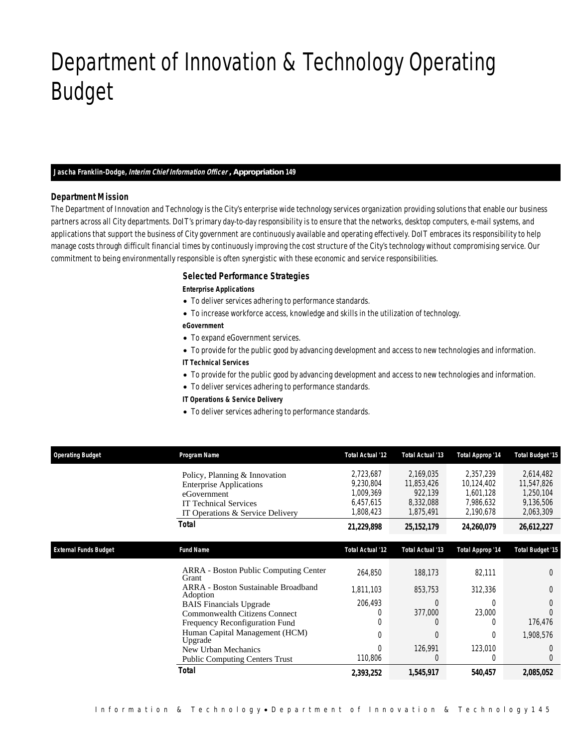# Department of Innovation & Technology Operating Budget

**Jascha Franklin-Dodge, *Interim Chief Information Officer*, Appropriation 149**

### Department Mission

The Department of Innovation and Technology is the City's enterprise wide technology services organization providing solutions that enable our business partners across all City departments. DoIT's primary day-to-day responsibility is to ensure that the networks, desktop computers, e-mail systems, and applications that support the business of City government are continuously available and operating effectively. DoIT embraces its responsibility to help manage costs through difficult financial times by continuously improving the cost structure of the City's technology without compromising service. Our commitment to being environmentally responsible is often synergistic with these economic and service responsibilities.

### Selected Performance Strategies

**Enterprise Applications**

- To deliver services adhering to performance standards.
- To increase workforce access, knowledge and skills in the utilization of technology.

**eGovernment**

- To expand eGovernment services.
- To provide for the public good by advancing development and access to new technologies and information.

**IT Technical Services**

- To provide for the public good by advancing development and access to new technologies and information.
- To deliver services adhering to performance standards.

**IT Operations & Service Delivery**

- To deliver services adhering to performance standards.

| Operating Budget | Program Name | Total Actual '12 | Total Actual '13 | Total Approp '14 | Total Budget '15 |
|---|---|---|---|---|---|
| | Policy, Planning & Innovation | 2,723,687 | 2,169,035 | 2,357,239 | 2,614,482 |
| | Enterprise Applications | 9,230,804 | 11,853,426 | 10,124,402 | 11,547,826 |
| | eGovernment | 1,009,369 | 922,139 | 1,601,128 | 1,250,104 |
| | IT Technical Services | 6,457,615 | 8,332,088 | 7,986,632 | 9,136,506 |
| | IT Operations & Service Delivery | 1,808,423 | 1,875,491 | 2,190,678 | 2,063,309 |
| | **Total** | **21,229,898** | **25,152,179** | **24,260,079** | **26,612,227** |

| External Funds Budget | Fund Name | Total Actual '12 | Total Actual '13 | Total Approp '14 | Total Budget '15 |
|---|---|---|---|---|---|
| | ARRA - Boston Public Computing Center Grant | 264,850 | 188,173 | 82,111 | 0 |
| | ARRA - Boston Sustainable Broadband Adoption | 1,811,103 | 853,753 | 312,336 | 0 |
| | BAIS Financials Upgrade | 206,493 | 0 | 0 | 0 |
| | Commonwealth Citizens Connect | 0 | 377,000 | 23,000 | 0 |
| | Frequency Reconfiguration Fund | 0 | 0 | 0 | 176,476 |
| | Human Capital Management (HCM) Upgrade | 0 | 0 | 0 | 1,908,576 |
| | New Urban Mechanics | 0 | 126,991 | 123,010 | 0 |
| | Public Computing Centers Trust | 110,806 | 0 | 0 | 0 |
| | **Total** | **2,393,252** | **1,545,917** | **540,457** | **2,085,052** |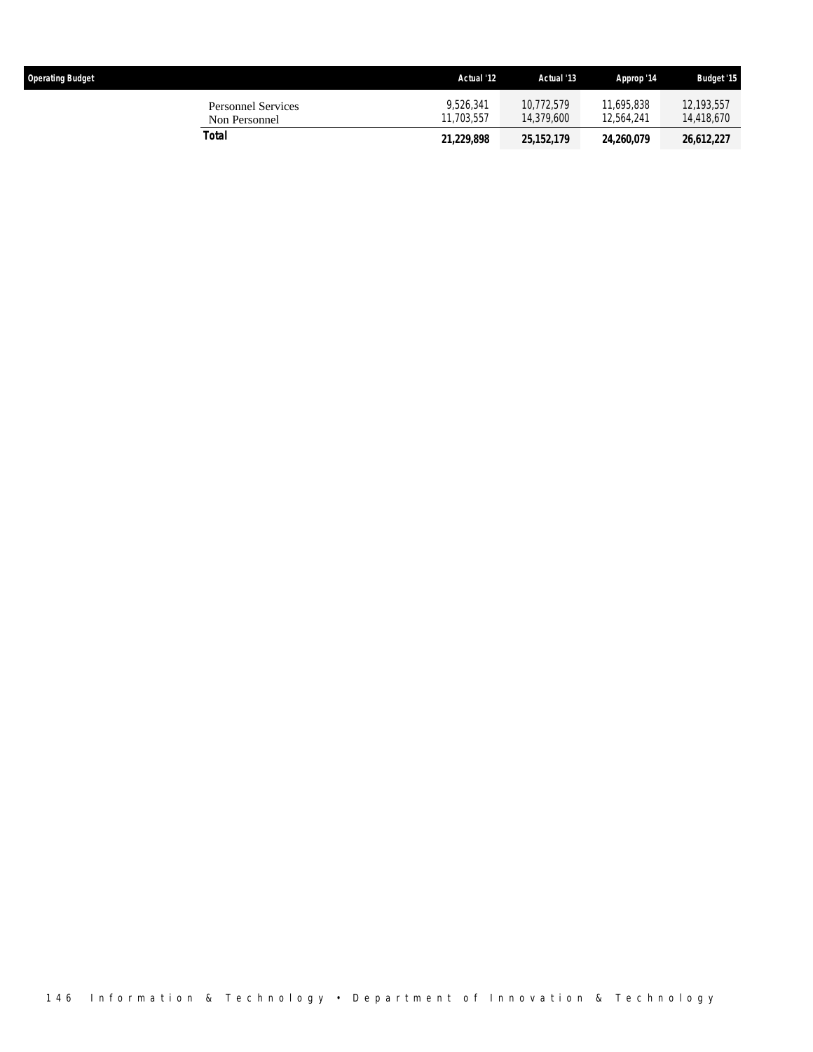| Operating Budget | Actual '12 | Actual '13 | Approp '14 | Budget '15 |
|---|---|---|---|---|
| Personnel Services | 9,526,341 | 10,772,579 | 11,695,838 | 12,193,557 |
| Non Personnel | 11,703,557 | 14,379,600 | 12,564,241 | 14,418,670 |
| **Total** | **21,229,898** | **25,152,179** | **24,260,079** | **26,612,227** |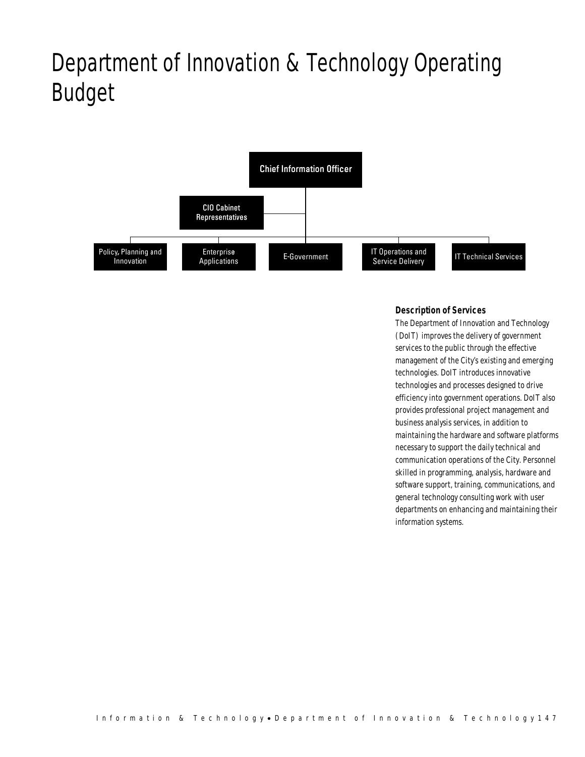# Department of Innovation & Technology Operating Budget

Chief Information Officer

CIO Cabinet Representatives

Policy, Planning and Innovation

Enterprise Applications

E-Government

IT Operations and Service Delivery

IT Technical Services

### Description of Services

The Department of Innovation and Technology (DoIT) improves the delivery of government services to the public through the effective management of the City's existing and emerging technologies. DoIT introduces innovative technologies and processes designed to drive efficiency into government operations. DoIT also provides professional project management and business analysis services, in addition to maintaining the hardware and software platforms necessary to support the daily technical and communication operations of the City. Personnel skilled in programming, analysis, hardware and software support, training, communications, and general technology consulting work with user departments on enhancing and maintaining their information systems.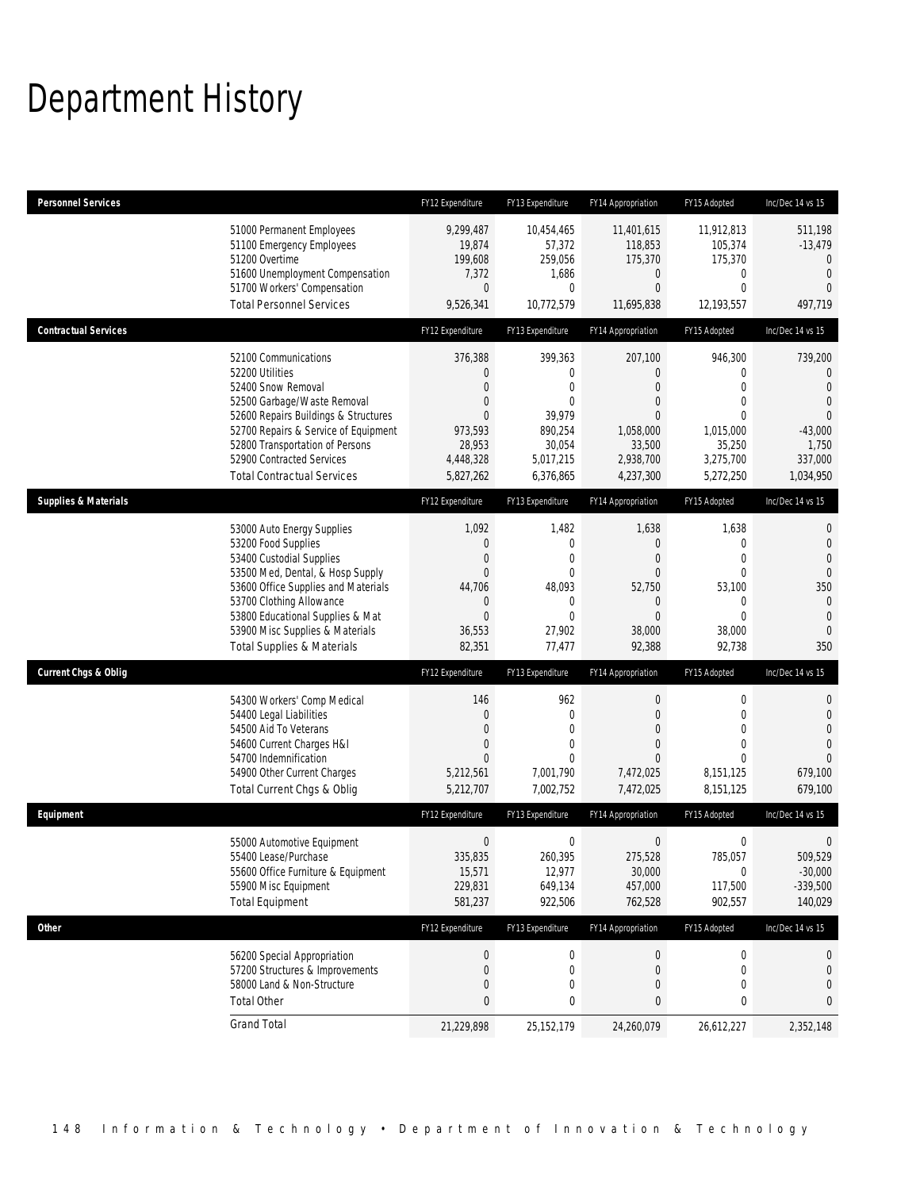# Department History

| Personnel Services | FY12 Expenditure | FY13 Expenditure | FY14 Appropriation | FY15 Adopted | Inc/Dec 14 vs 15 |
|---|---|---|---|---|---|
| 51000 Permanent Employees | 9,299,487 | 10,454,465 | 11,401,615 | 11,912,813 | 511,198 |
| 51100 Emergency Employees | 19,874 | 57,372 | 118,853 | 105,374 | -13,479 |
| 51200 Overtime | 199,608 | 259,056 | 175,370 | 175,370 | 0 |
| 51600 Unemployment Compensation | 7,372 | 1,686 | 0 | 0 | 0 |
| 51700 Workers' Compensation | 0 | 0 | 0 | 0 | 0 |
| Total Personnel Services | 9,526,341 | 10,772,579 | 11,695,838 | 12,193,557 | 497,719 |

| Contractual Services | FY12 Expenditure | FY13 Expenditure | FY14 Appropriation | FY15 Adopted | Inc/Dec 14 vs 15 |
|---|---|---|---|---|---|
| 52100 Communications | 376,388 | 399,363 | 207,100 | 946,300 | 739,200 |
| 52200 Utilities | 0 | 0 | 0 | 0 | 0 |
| 52400 Snow Removal | 0 | 0 | 0 | 0 | 0 |
| 52500 Garbage/Waste Removal | 0 | 0 | 0 | 0 | 0 |
| 52600 Repairs Buildings & Structures | 0 | 39,979 | 0 | 0 | 0 |
| 52700 Repairs & Service of Equipment | 973,593 | 890,254 | 1,058,000 | 1,015,000 | -43,000 |
| 52800 Transportation of Persons | 28,953 | 30,054 | 33,500 | 35,250 | 1,750 |
| 52900 Contracted Services | 4,448,328 | 5,017,215 | 2,938,700 | 3,275,700 | 337,000 |
| Total Contractual Services | 5,827,262 | 6,376,865 | 4,237,300 | 5,272,250 | 1,034,950 |

| Supplies & Materials | FY12 Expenditure | FY13 Expenditure | FY14 Appropriation | FY15 Adopted | Inc/Dec 14 vs 15 |
|---|---|---|---|---|---|
| 53000 Auto Energy Supplies | 1,092 | 1,482 | 1,638 | 1,638 | 0 |
| 53200 Food Supplies | 0 | 0 | 0 | 0 | 0 |
| 53400 Custodial Supplies | 0 | 0 | 0 | 0 | 0 |
| 53500 Med, Dental, & Hosp Supply | 0 | 0 | 0 | 0 | 0 |
| 53600 Office Supplies and Materials | 44,706 | 48,093 | 52,750 | 53,100 | 350 |
| 53700 Clothing Allowance | 0 | 0 | 0 | 0 | 0 |
| 53800 Educational Supplies & Mat | 0 | 0 | 0 | 0 | 0 |
| 53900 Misc Supplies & Materials | 36,553 | 27,902 | 38,000 | 38,000 | 0 |
| Total Supplies & Materials | 82,351 | 77,477 | 92,388 | 92,738 | 350 |

| Current Chgs & Oblig | FY12 Expenditure | FY13 Expenditure | FY14 Appropriation | FY15 Adopted | Inc/Dec 14 vs 15 |
|---|---|---|---|---|---|
| 54300 Workers' Comp Medical | 146 | 962 | 0 | 0 | 0 |
| 54400 Legal Liabilities | 0 | 0 | 0 | 0 | 0 |
| 54500 Aid To Veterans | 0 | 0 | 0 | 0 | 0 |
| 54600 Current Charges H&I | 0 | 0 | 0 | 0 | 0 |
| 54700 Indemnification | 0 | 0 | 0 | 0 | 0 |
| 54900 Other Current Charges | 5,212,561 | 7,001,790 | 7,472,025 | 8,151,125 | 679,100 |
| Total Current Chgs & Oblig | 5,212,707 | 7,002,752 | 7,472,025 | 8,151,125 | 679,100 |

| Equipment | FY12 Expenditure | FY13 Expenditure | FY14 Appropriation | FY15 Adopted | Inc/Dec 14 vs 15 |
|---|---|---|---|---|---|
| 55000 Automotive Equipment | 0 | 0 | 0 | 0 | 0 |
| 55400 Lease/Purchase | 335,835 | 260,395 | 275,528 | 785,057 | 509,529 |
| 55600 Office Furniture & Equipment | 15,571 | 12,977 | 30,000 | 0 | -30,000 |
| 55900 Misc Equipment | 229,831 | 649,134 | 457,000 | 117,500 | -339,500 |
| Total Equipment | 581,237 | 922,506 | 762,528 | 902,557 | 140,029 |

| Other | FY12 Expenditure | FY13 Expenditure | FY14 Appropriation | FY15 Adopted | Inc/Dec 14 vs 15 |
|---|---|---|---|---|---|
| 56200 Special Appropriation | 0 | 0 | 0 | 0 | 0 |
| 57200 Structures & Improvements | 0 | 0 | 0 | 0 | 0 |
| 58000 Land & Non-Structure | 0 | 0 | 0 | 0 | 0 |
| Total Other | 0 | 0 | 0 | 0 | 0 |
| Grand Total | 21,229,898 | 25,152,179 | 24,260,079 | 26,612,227 | 2,352,148 |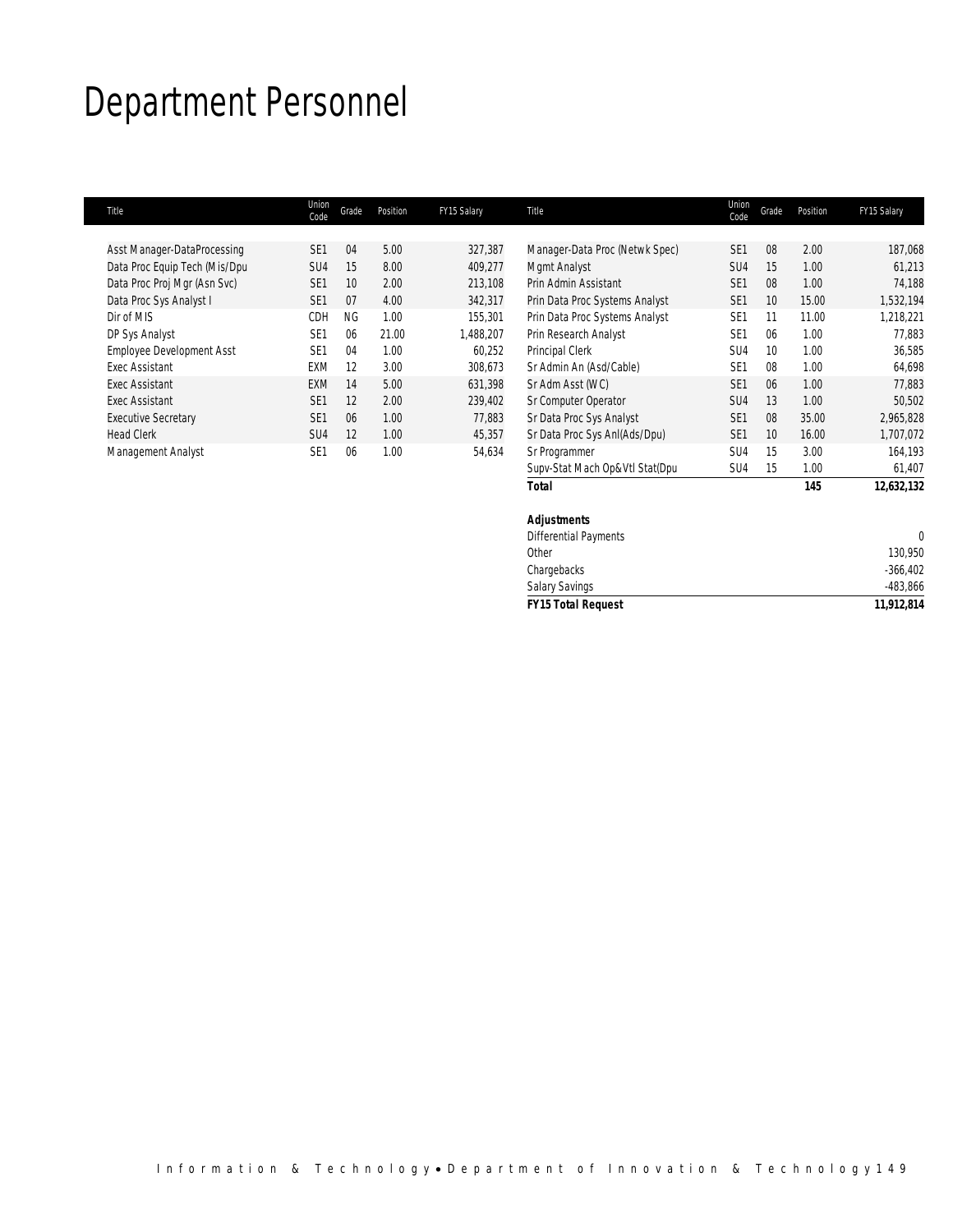# Department Personnel

| Title | Union Code | Grade | Position | FY15 Salary |
|---|---|---|---|---|
| Asst Manager-DataProcessing | SE1 | 04 | 5.00 | 327,387 |
| Data Proc Equip Tech (Mis/Dpu | SU4 | 15 | 8.00 | 409,277 |
| Data Proc Proj Mgr (Asn Svc) | SE1 | 10 | 2.00 | 213,108 |
| Data Proc Sys Analyst I | SE1 | 07 | 4.00 | 342,317 |
| Dir of MIS | CDH | NG | 1.00 | 155,301 |
| DP Sys Analyst | SE1 | 06 | 21.00 | 1,488,207 |
| Employee Development Asst | SE1 | 04 | 1.00 | 60,252 |
| Exec Assistant | EXM | 12 | 3.00 | 308,673 |
| Exec Assistant | EXM | 14 | 5.00 | 631,398 |
| Exec Assistant | SE1 | 12 | 2.00 | 239,402 |
| Executive Secretary | SE1 | 06 | 1.00 | 77,883 |
| Head Clerk | SU4 | 12 | 1.00 | 45,357 |
| Management Analyst | SE1 | 06 | 1.00 | 54,634 |
| Manager-Data Proc (Netwk Spec) | SE1 | 08 | 2.00 | 187,068 |
| Mgmt Analyst | SU4 | 15 | 1.00 | 61,213 |
| Prin Admin Assistant | SE1 | 08 | 1.00 | 74,188 |
| Prin Data Proc Systems Analyst | SE1 | 10 | 15.00 | 1,532,194 |
| Prin Data Proc Systems Analyst | SE1 | 11 | 11.00 | 1,218,221 |
| Prin Research Analyst | SE1 | 06 | 1.00 | 77,883 |
| Principal Clerk | SU4 | 10 | 1.00 | 36,585 |
| Sr Admin An (Asd/Cable) | SE1 | 08 | 1.00 | 64,698 |
| Sr Adm Asst (WC) | SE1 | 06 | 1.00 | 77,883 |
| Sr Computer Operator | SU4 | 13 | 1.00 | 50,502 |
| Sr Data Proc Sys Analyst | SE1 | 08 | 35.00 | 2,965,828 |
| Sr Data Proc Sys Anl(Ads/Dpu) | SE1 | 10 | 16.00 | 1,707,072 |
| Sr Programmer | SU4 | 15 | 3.00 | 164,193 |
| Supv-Stat Mach Op&Vtl Stat(Dpu | SU4 | 15 | 1.00 | 61,407 |
| **Total** | | | **145** | **12,632,132** |

| **Adjustments** | |
|---|---|
| Differential Payments | 0 |
| Other | 130,950 |
| Chargebacks | -366,402 |
| Salary Savings | -483,866 |
| ***FY15 Total Request*** | ***11,912,814*** |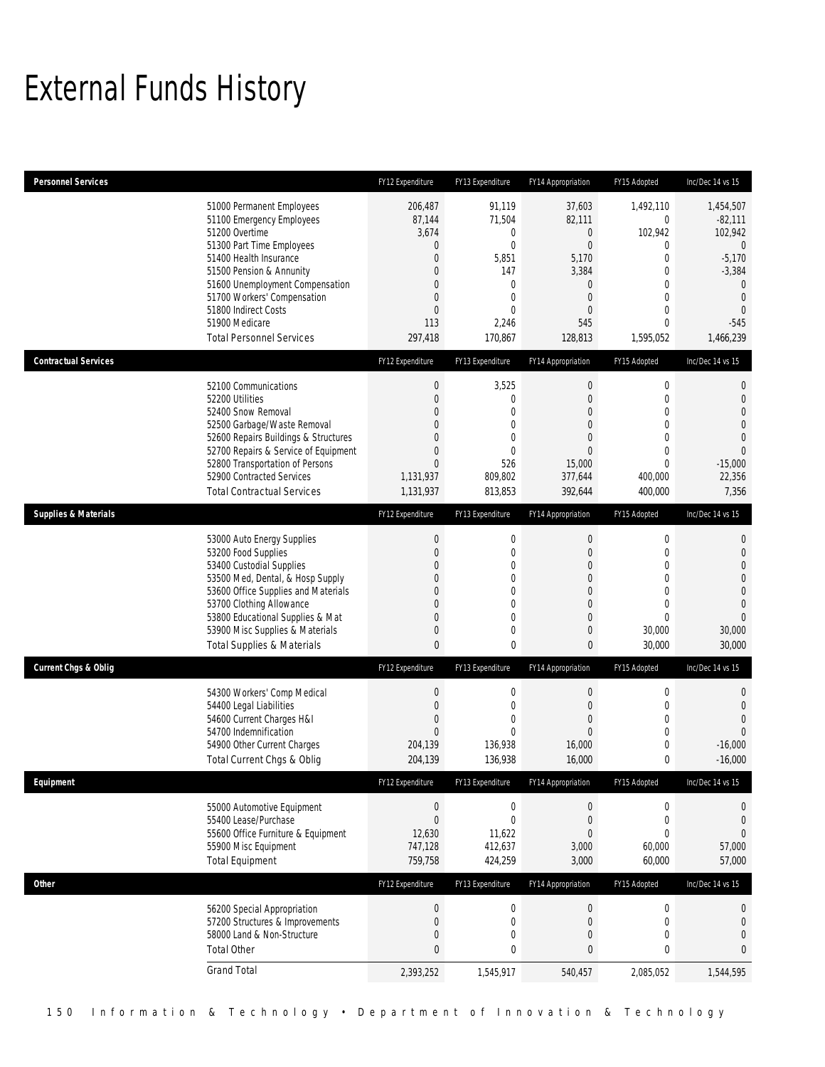# External Funds History

| Personnel Services | FY12 Expenditure | FY13 Expenditure | FY14 Appropriation | FY15 Adopted | Inc/Dec 14 vs 15 |
|---|---|---|---|---|---|
| 51000 Permanent Employees | 206,487 | 91,119 | 37,603 | 1,492,110 | 1,454,507 |
| 51100 Emergency Employees | 87,144 | 71,504 | 82,111 | 0 | -82,111 |
| 51200 Overtime | 3,674 | 0 | 0 | 102,942 | 102,942 |
| 51300 Part Time Employees | 0 | 0 | 0 | 0 | 0 |
| 51400 Health Insurance | 0 | 5,851 | 5,170 | 0 | -5,170 |
| 51500 Pension & Annunity | 0 | 147 | 3,384 | 0 | -3,384 |
| 51600 Unemployment Compensation | 0 | 0 | 0 | 0 | 0 |
| 51700 Workers' Compensation | 0 | 0 | 0 | 0 | 0 |
| 51800 Indirect Costs | 0 | 0 | 0 | 0 | 0 |
| 51900 Medicare | 113 | 2,246 | 545 | 0 | -545 |
| Total Personnel Services | 297,418 | 170,867 | 128,813 | 1,595,052 | 1,466,239 |

| Contractual Services | FY12 Expenditure | FY13 Expenditure | FY14 Appropriation | FY15 Adopted | Inc/Dec 14 vs 15 |
|---|---|---|---|---|---|
| 52100 Communications | 0 | 3,525 | 0 | 0 | 0 |
| 52200 Utilities | 0 | 0 | 0 | 0 | 0 |
| 52400 Snow Removal | 0 | 0 | 0 | 0 | 0 |
| 52500 Garbage/Waste Removal | 0 | 0 | 0 | 0 | 0 |
| 52600 Repairs Buildings & Structures | 0 | 0 | 0 | 0 | 0 |
| 52700 Repairs & Service of Equipment | 0 | 0 | 0 | 0 | 0 |
| 52800 Transportation of Persons | 0 | 526 | 15,000 | 0 | -15,000 |
| 52900 Contracted Services | 1,131,937 | 809,802 | 377,644 | 400,000 | 22,356 |
| Total Contractual Services | 1,131,937 | 813,853 | 392,644 | 400,000 | 7,356 |

| Supplies & Materials | FY12 Expenditure | FY13 Expenditure | FY14 Appropriation | FY15 Adopted | Inc/Dec 14 vs 15 |
|---|---|---|---|---|---|
| 53000 Auto Energy Supplies | 0 | 0 | 0 | 0 | 0 |
| 53200 Food Supplies | 0 | 0 | 0 | 0 | 0 |
| 53400 Custodial Supplies | 0 | 0 | 0 | 0 | 0 |
| 53500 Med, Dental, & Hosp Supply | 0 | 0 | 0 | 0 | 0 |
| 53600 Office Supplies and Materials | 0 | 0 | 0 | 0 | 0 |
| 53700 Clothing Allowance | 0 | 0 | 0 | 0 | 0 |
| 53800 Educational Supplies & Mat | 0 | 0 | 0 | 0 | 0 |
| 53900 Misc Supplies & Materials | 0 | 0 | 0 | 30,000 | 30,000 |
| Total Supplies & Materials | 0 | 0 | 0 | 30,000 | 30,000 |

| Current Chgs & Oblig | FY12 Expenditure | FY13 Expenditure | FY14 Appropriation | FY15 Adopted | Inc/Dec 14 vs 15 |
|---|---|---|---|---|---|
| 54300 Workers' Comp Medical | 0 | 0 | 0 | 0 | 0 |
| 54400 Legal Liabilities | 0 | 0 | 0 | 0 | 0 |
| 54600 Current Charges H&I | 0 | 0 | 0 | 0 | 0 |
| 54700 Indemnification | 0 | 0 | 0 | 0 | 0 |
| 54900 Other Current Charges | 204,139 | 136,938 | 16,000 | 0 | -16,000 |
| Total Current Chgs & Oblig | 204,139 | 136,938 | 16,000 | 0 | -16,000 |

| Equipment | FY12 Expenditure | FY13 Expenditure | FY14 Appropriation | FY15 Adopted | Inc/Dec 14 vs 15 |
|---|---|---|---|---|---|
| 55000 Automotive Equipment | 0 | 0 | 0 | 0 | 0 |
| 55400 Lease/Purchase | 0 | 0 | 0 | 0 | 0 |
| 55600 Office Furniture & Equipment | 12,630 | 11,622 | 0 | 0 | 0 |
| 55900 Misc Equipment | 747,128 | 412,637 | 3,000 | 60,000 | 57,000 |
| Total Equipment | 759,758 | 424,259 | 3,000 | 60,000 | 57,000 |

| Other | FY12 Expenditure | FY13 Expenditure | FY14 Appropriation | FY15 Adopted | Inc/Dec 14 vs 15 |
|---|---|---|---|---|---|
| 56200 Special Appropriation | 0 | 0 | 0 | 0 | 0 |
| 57200 Structures & Improvements | 0 | 0 | 0 | 0 | 0 |
| 58000 Land & Non-Structure | 0 | 0 | 0 | 0 | 0 |
| Total Other | 0 | 0 | 0 | 0 | 0 |
| Grand Total | 2,393,252 | 1,545,917 | 540,457 | 2,085,052 | 1,544,595 |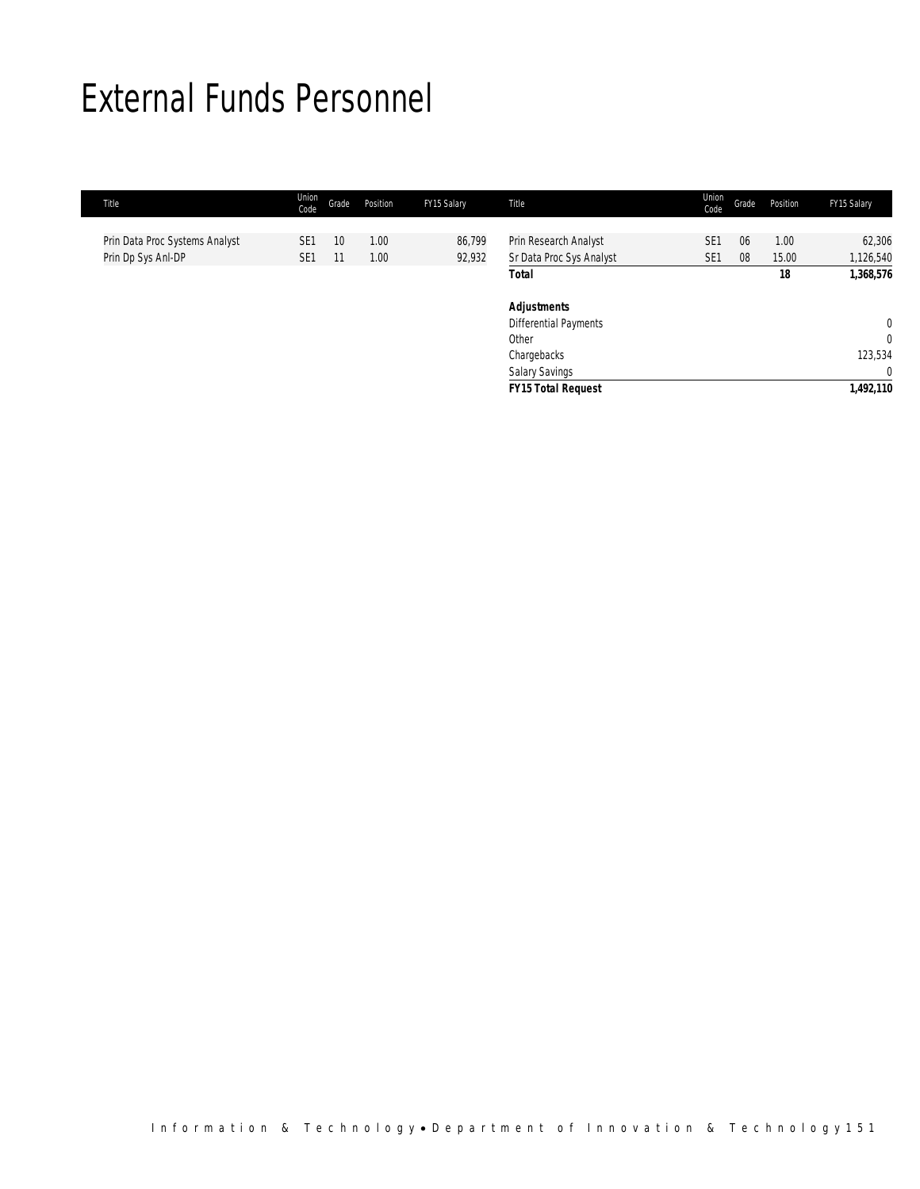# External Funds Personnel

| Title | Union Code | Grade | Position | FY15 Salary | Title | Union Code | Grade | Position | FY15 Salary |
|---|---|---|---|---|---|---|---|---|---|
| Prin Data Proc Systems Analyst | SE1 | 10 | 1.00 | 86,799 | Prin Research Analyst | SE1 | 06 | 1.00 | 62,306 |
| Prin Dp Sys Anl-DP | SE1 | 11 | 1.00 | 92,932 | Sr Data Proc Sys Analyst | SE1 | 08 | 15.00 | 1,126,540 |
| | | | | | **Total** | | | **18** | **1,368,576** |
| | | | | | | | | | |
| | | | | | ***Adjustments*** | | | | |
| | | | | | Differential Payments | | | | 0 |
| | | | | | Other | | | | 0 |
| | | | | | Chargebacks | | | | 123,534 |
| | | | | | Salary Savings | | | | 0 |
| | | | | | ***FY15 Total Request*** | | | | **1,492,110** |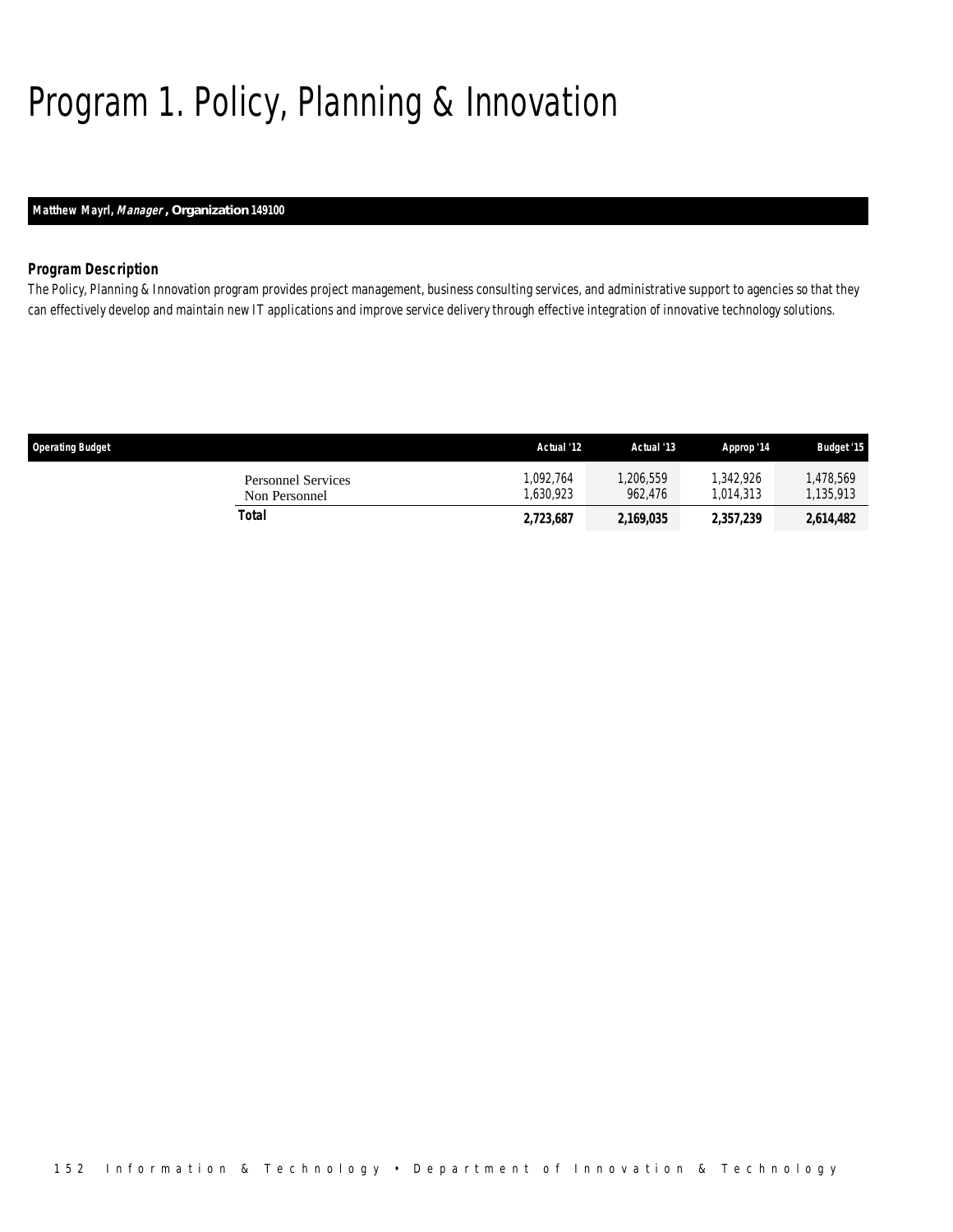# Program 1. Policy, Planning & Innovation

**Matthew Mayrl, *Manager*, Organization 149100**

### *Program Description*

*The Policy, Planning & Innovation program provides project management, business consulting services, and administrative support to agencies so that they can effectively develop and maintain new IT applications and improve service delivery through effective integration of innovative technology solutions.*

| Operating Budget | Actual '12 | Actual '13 | Approp '14 | Budget '15 |
|---|---|---|---|---|
| Personnel Services | 1,092,764 | 1,206,559 | 1,342,926 | 1,478,569 |
| Non Personnel | 1,630,923 | 962,476 | 1,014,313 | 1,135,913 |
| **Total** | **2,723,687** | **2,169,035** | **2,357,239** | **2,614,482** |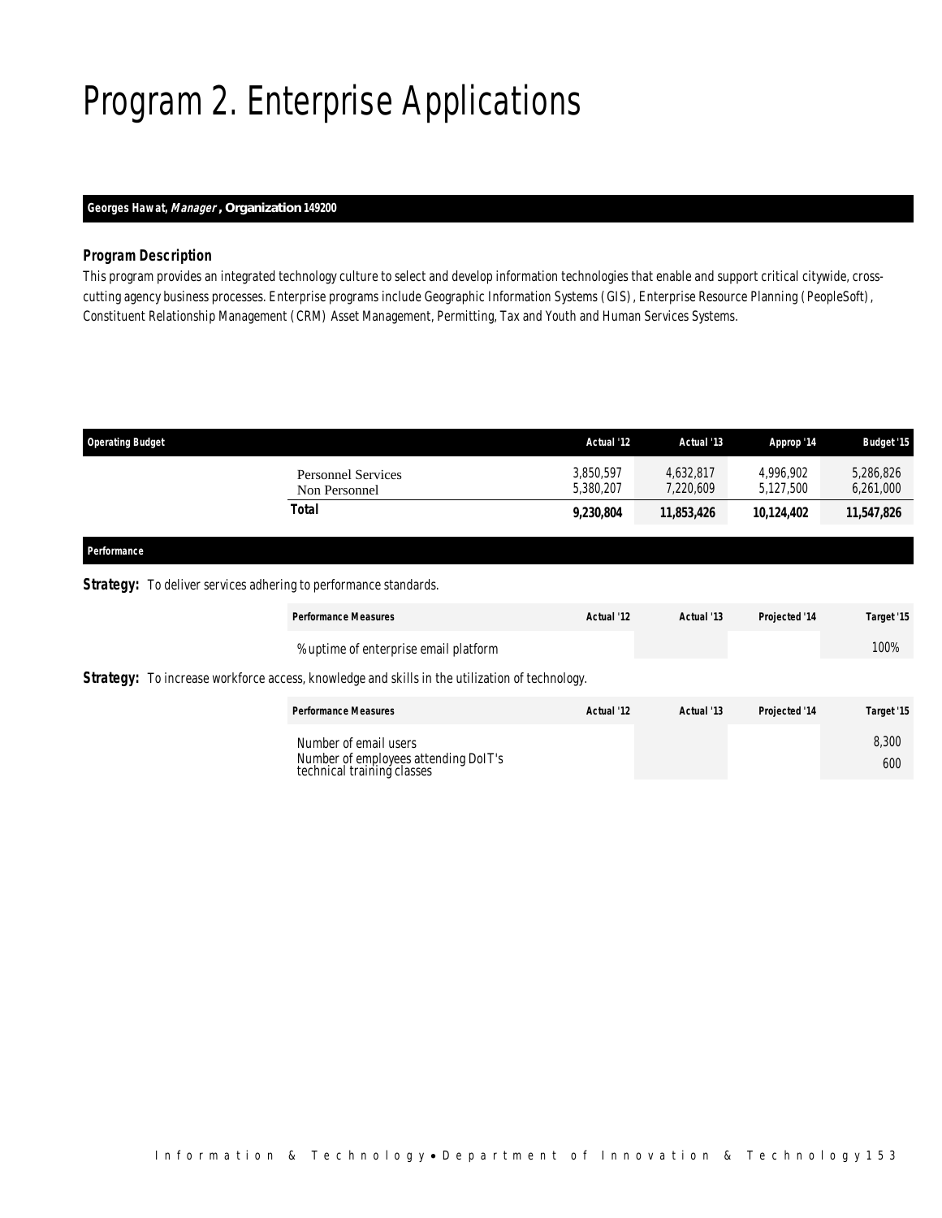# Program 2. Enterprise Applications

**Georges Hawat, *Manager*, Organization 149200**

### Program Description

This program provides an integrated technology culture to select and develop information technologies that enable and support critical citywide, cross-cutting agency business processes. Enterprise programs include Geographic Information Systems (GIS), Enterprise Resource Planning (PeopleSoft), Constituent Relationship Management (CRM) Asset Management, Permitting, Tax and Youth and Human Services Systems.

| Operating Budget | Actual '12 | Actual '13 | Approp '14 | Budget '15 |
|---|---|---|---|---|
| Personnel Services | 3,850,597 | 4,632,817 | 4,996,902 | 5,286,826 |
| Non Personnel | 5,380,207 | 7,220,609 | 5,127,500 | 6,261,000 |
| **Total** | **9,230,804** | **11,853,426** | **10,124,402** | **11,547,826** |

### Performance

**Strategy:** To deliver services adhering to performance standards.

| Performance Measures | Actual '12 | Actual '13 | Projected '14 | Target '15 |
|---|---|---|---|---|
| % uptime of enterprise email platform | | | | 100% |

**Strategy:** To increase workforce access, knowledge and skills in the utilization of technology.

| Performance Measures | Actual '12 | Actual '13 | Projected '14 | Target '15 |
|---|---|---|---|---|
| Number of email users | | | | 8,300 |
| Number of employees attending DoIT's technical training classes | | | | 600 |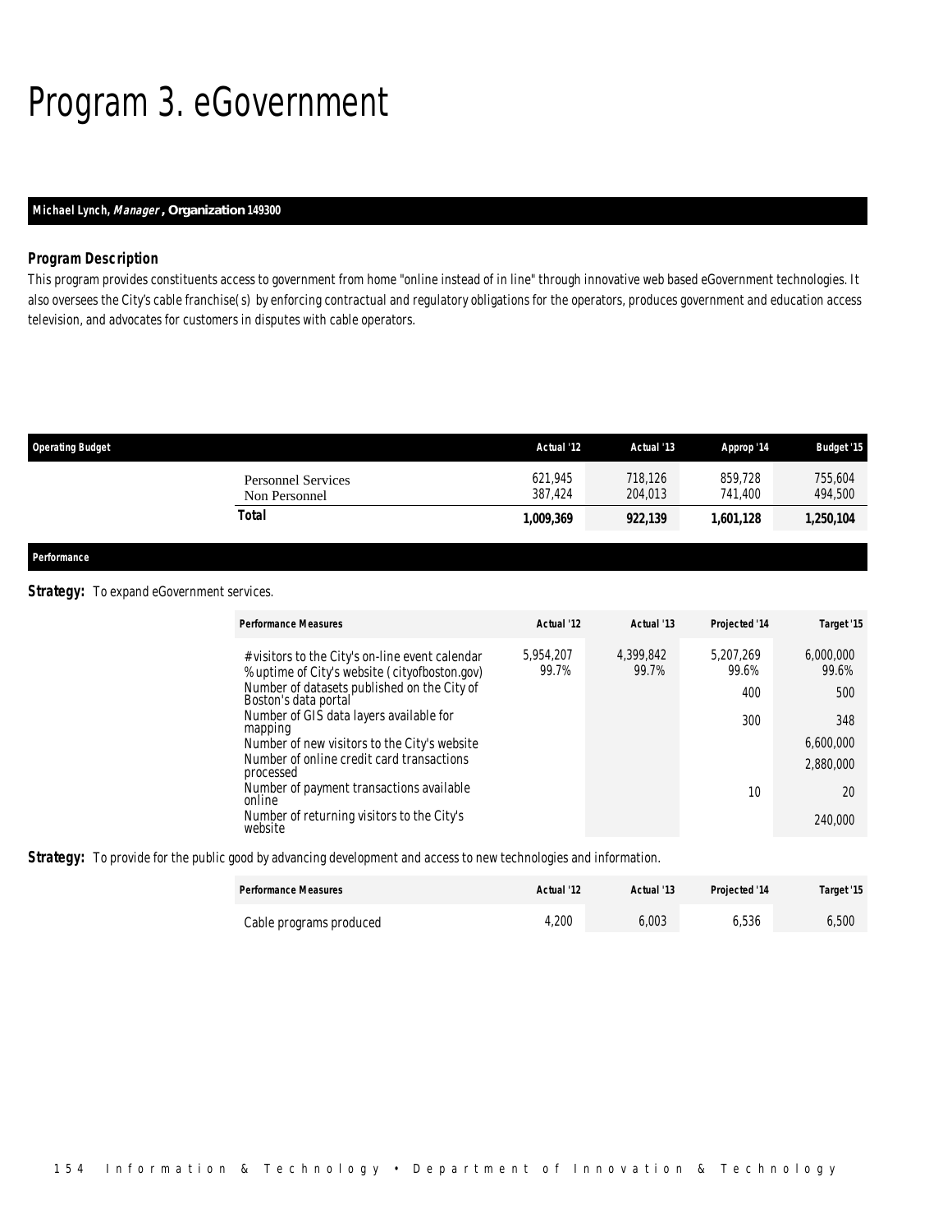# Program 3. eGovernment

**Michael Lynch, *Manager*, Organization 149300**

### Program Description

This program provides constituents access to government from home "online instead of in line" through innovative web based eGovernment technologies. It also oversees the City's cable franchise(s) by enforcing contractual and regulatory obligations for the operators, produces government and education access television, and advocates for customers in disputes with cable operators.

| Operating Budget | Actual '12 | Actual '13 | Approp '14 | Budget '15 |
|---|---|---|---|---|
| Personnel Services | 621,945 | 718,126 | 859,728 | 755,604 |
| Non Personnel | 387,424 | 204,013 | 741,400 | 494,500 |
| **Total** | **1,009,369** | **922,139** | **1,601,128** | **1,250,104** |

## Performance

**Strategy:** To expand eGovernment services.

| Performance Measures | Actual '12 | Actual '13 | Projected '14 | Target '15 |
|---|---|---|---|---|
| # visitors to the City's on-line event calendar | 5,954,207 | 4,399,842 | 5,207,269 | 6,000,000 |
| % uptime of City's website (cityofboston.gov) | 99.7% | 99.7% | 99.6% | 99.6% |
| Number of datasets published on the City of Boston's data portal | | | 400 | 500 |
| Number of GIS data layers available for mapping | | | 300 | 348 |
| Number of new visitors to the City's website | | | | 6,600,000 |
| Number of online credit card transactions processed | | | | 2,880,000 |
| Number of payment transactions available online | | | 10 | 20 |
| Number of returning visitors to the City's website | | | | 240,000 |

**Strategy:** To provide for the public good by advancing development and access to new technologies and information.

| Performance Measures | Actual '12 | Actual '13 | Projected '14 | Target '15 |
|---|---|---|---|---|
| Cable programs produced | 4,200 | 6,003 | 6,536 | 6,500 |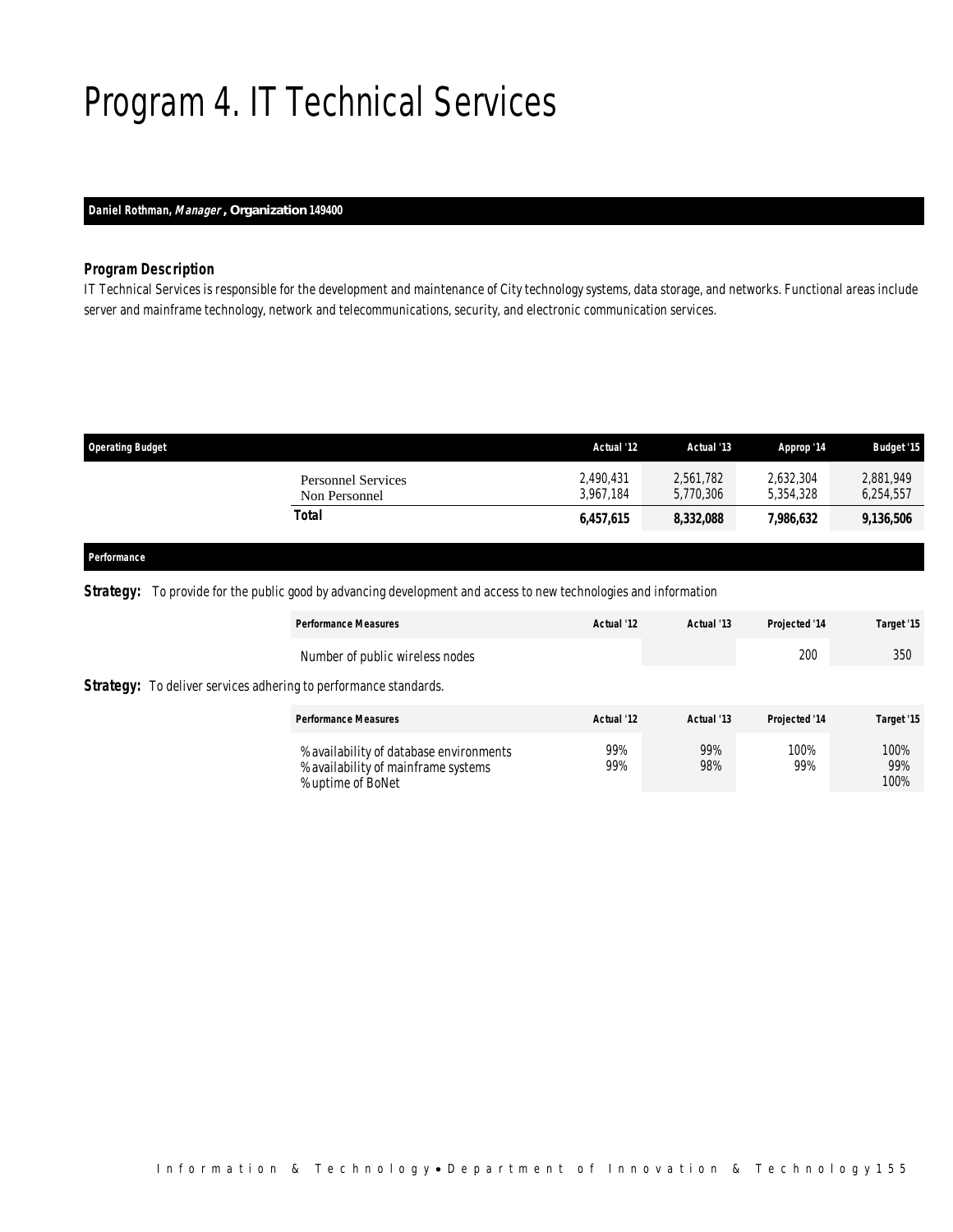# Program 4. IT Technical Services

**Daniel Rothman, *Manager*, Organization 149400**

### Program Description

IT Technical Services is responsible for the development and maintenance of City technology systems, data storage, and networks. Functional areas include server and mainframe technology, network and telecommunications, security, and electronic communication services.

| Operating Budget | Actual '12 | Actual '13 | Approp '14 | Budget '15 |
|---|---|---|---|---|
| Personnel Services | 2,490,431 | 2,561,782 | 2,632,304 | 2,881,949 |
| Non Personnel | 3,967,184 | 5,770,306 | 5,354,328 | 6,254,557 |
| **Total** | **6,457,615** | **8,332,088** | **7,986,632** | **9,136,506** |

### Performance

**Strategy:** To provide for the public good by advancing development and access to new technologies and information

| Performance Measures | Actual '12 | Actual '13 | Projected '14 | Target '15 |
|---|---|---|---|---|
| Number of public wireless nodes | | | 200 | 350 |

**Strategy:** To deliver services adhering to performance standards.

| Performance Measures | Actual '12 | Actual '13 | Projected '14 | Target '15 |
|---|---|---|---|---|
| % availability of database environments | 99% | 99% | 100% | 100% |
| % availability of mainframe systems | 99% | 98% | 99% | 99% |
| % uptime of BoNet | | | | 100% |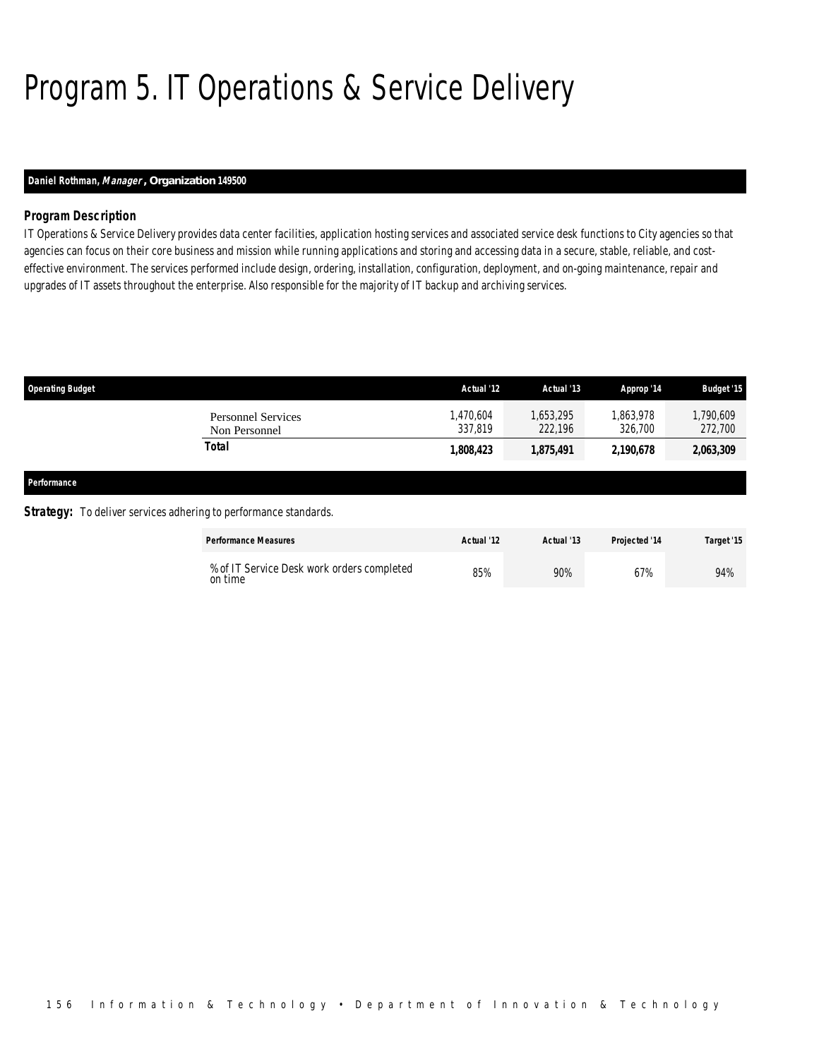# Program 5. IT Operations & Service Delivery

**Daniel Rothman, *Manager*, Organization 149500**

### Program Description

IT Operations & Service Delivery provides data center facilities, application hosting services and associated service desk functions to City agencies so that agencies can focus on their core business and mission while running applications and storing and accessing data in a secure, stable, reliable, and cost-effective environment. The services performed include design, ordering, installation, configuration, deployment, and on-going maintenance, repair and upgrades of IT assets throughout the enterprise. Also responsible for the majority of IT backup and archiving services.

| Operating Budget | Actual '12 | Actual '13 | Approp '14 | Budget '15 |
|---|---|---|---|---|
| Personnel Services | 1,470,604 | 1,653,295 | 1,863,978 | 1,790,609 |
| Non Personnel | 337,819 | 222,196 | 326,700 | 272,700 |
| **Total** | **1,808,423** | **1,875,491** | **2,190,678** | **2,063,309** |

### Performance

**Strategy:** To deliver services adhering to performance standards.

| Performance Measures | Actual '12 | Actual '13 | Projected '14 | Target '15 |
|---|---|---|---|---|
| % of IT Service Desk work orders completed on time | 85% | 90% | 67% | 94% |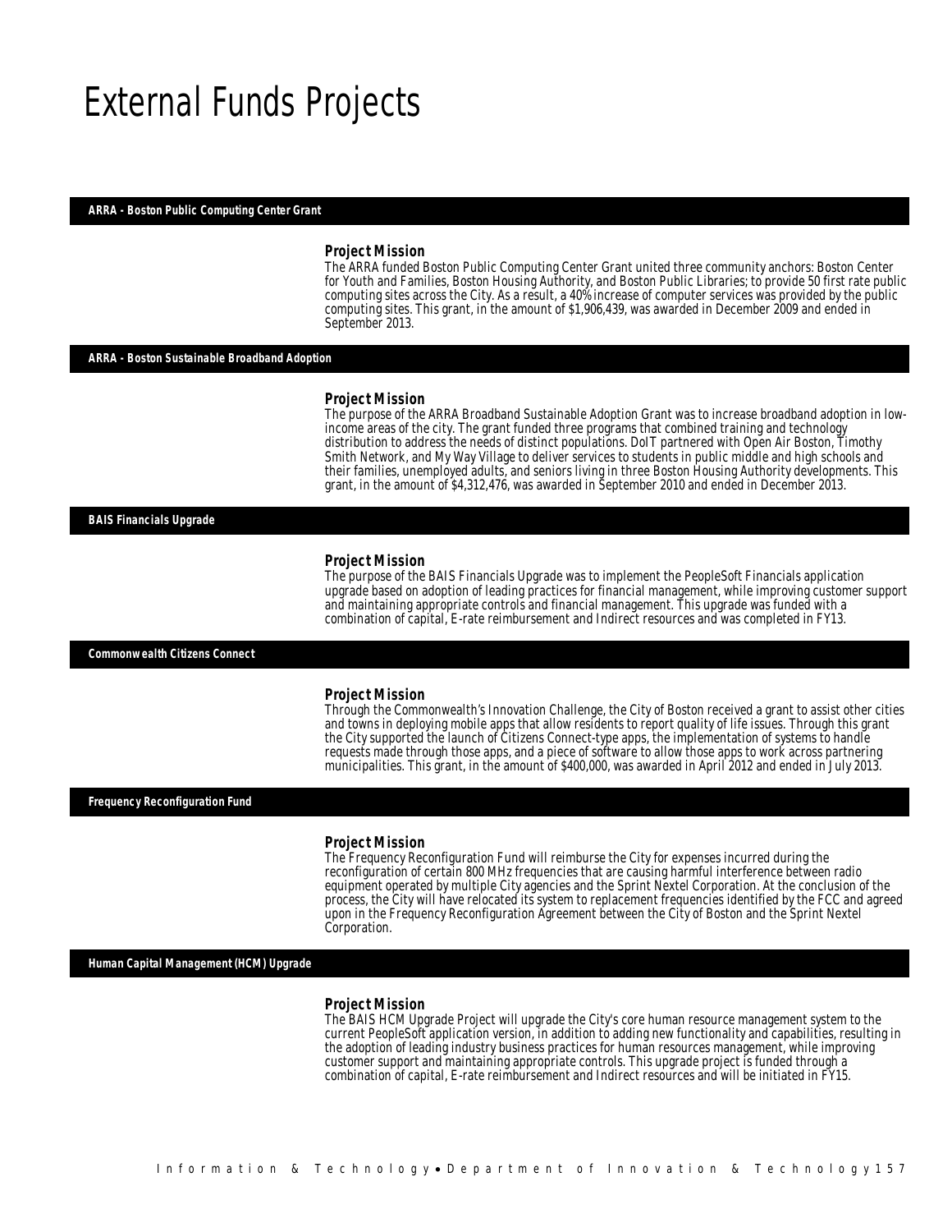# External Funds Projects

### ARRA - Boston Public Computing Center Grant

**Project Mission**

The ARRA funded Boston Public Computing Center Grant united three community anchors: Boston Center for Youth and Families, Boston Housing Authority, and Boston Public Libraries; to provide 50 first rate public computing sites across the City. As a result, a 40% increase of computer services was provided by the public computing sites. This grant, in the amount of $1,906,439, was awarded in December 2009 and ended in September 2013.

### ARRA - Boston Sustainable Broadband Adoption

**Project Mission**

The purpose of the ARRA Broadband Sustainable Adoption Grant was to increase broadband adoption in low-income areas of the city. The grant funded three programs that combined training and technology distribution to address the needs of distinct populations. DoIT partnered with Open Air Boston, Timothy Smith Network, and My Way Village to deliver services to students in public middle and high schools and their families, unemployed adults, and seniors living in three Boston Housing Authority developments. This grant, in the amount of $4,312,476, was awarded in September 2010 and ended in December 2013.

### BAIS Financials Upgrade

**Project Mission**

The purpose of the BAIS Financials Upgrade was to implement the PeopleSoft Financials application upgrade based on adoption of leading practices for financial management, while improving customer support and maintaining appropriate controls and financial management. This upgrade was funded with a combination of capital, E-rate reimbursement and Indirect resources and was completed in FY13.

### Commonwealth Citizens Connect

**Project Mission**

Through the Commonwealth's Innovation Challenge, the City of Boston received a grant to assist other cities and towns in deploying mobile apps that allow residents to report quality of life issues. Through this grant the City supported the launch of Citizens Connect-type apps, the implementation of systems to handle requests made through those apps, and a piece of software to allow those apps to work across partnering municipalities. This grant, in the amount of $400,000, was awarded in April 2012 and ended in July 2013.

### Frequency Reconfiguration Fund

**Project Mission**

The Frequency Reconfiguration Fund will reimburse the City for expenses incurred during the reconfiguration of certain 800 MHz frequencies that are causing harmful interference between radio equipment operated by multiple City agencies and the Sprint Nextel Corporation. At the conclusion of the process, the City will have relocated its system to replacement frequencies identified by the FCC and agreed upon in the Frequency Reconfiguration Agreement between the City of Boston and the Sprint Nextel Corporation.

### Human Capital Management (HCM) Upgrade

**Project Mission**

The BAIS HCM Upgrade Project will upgrade the City's core human resource management system to the current PeopleSoft application version, in addition to adding new functionality and capabilities, resulting in the adoption of leading industry business practices for human resources management, while improving customer support and maintaining appropriate controls. This upgrade project is funded through a combination of capital, E-rate reimbursement and Indirect resources and will be initiated in FY15.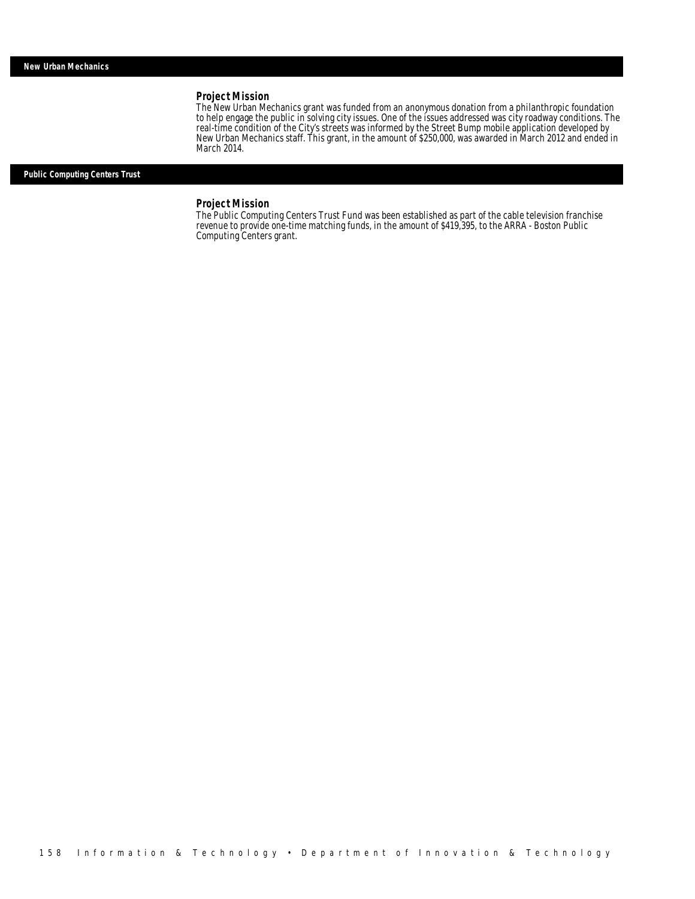## New Urban Mechanics

### Project Mission

The New Urban Mechanics grant was funded from an anonymous donation from a philanthropic foundation to help engage the public in solving city issues. One of the issues addressed was city roadway conditions. The real-time condition of the City's streets was informed by the Street Bump mobile application developed by New Urban Mechanics staff. This grant, in the amount of $250,000, was awarded in March 2012 and ended in March 2014.

## Public Computing Centers Trust

### Project Mission

The Public Computing Centers Trust Fund was been established as part of the cable television franchise revenue to provide one-time matching funds, in the amount of $419,395, to the ARRA - Boston Public Computing Centers grant.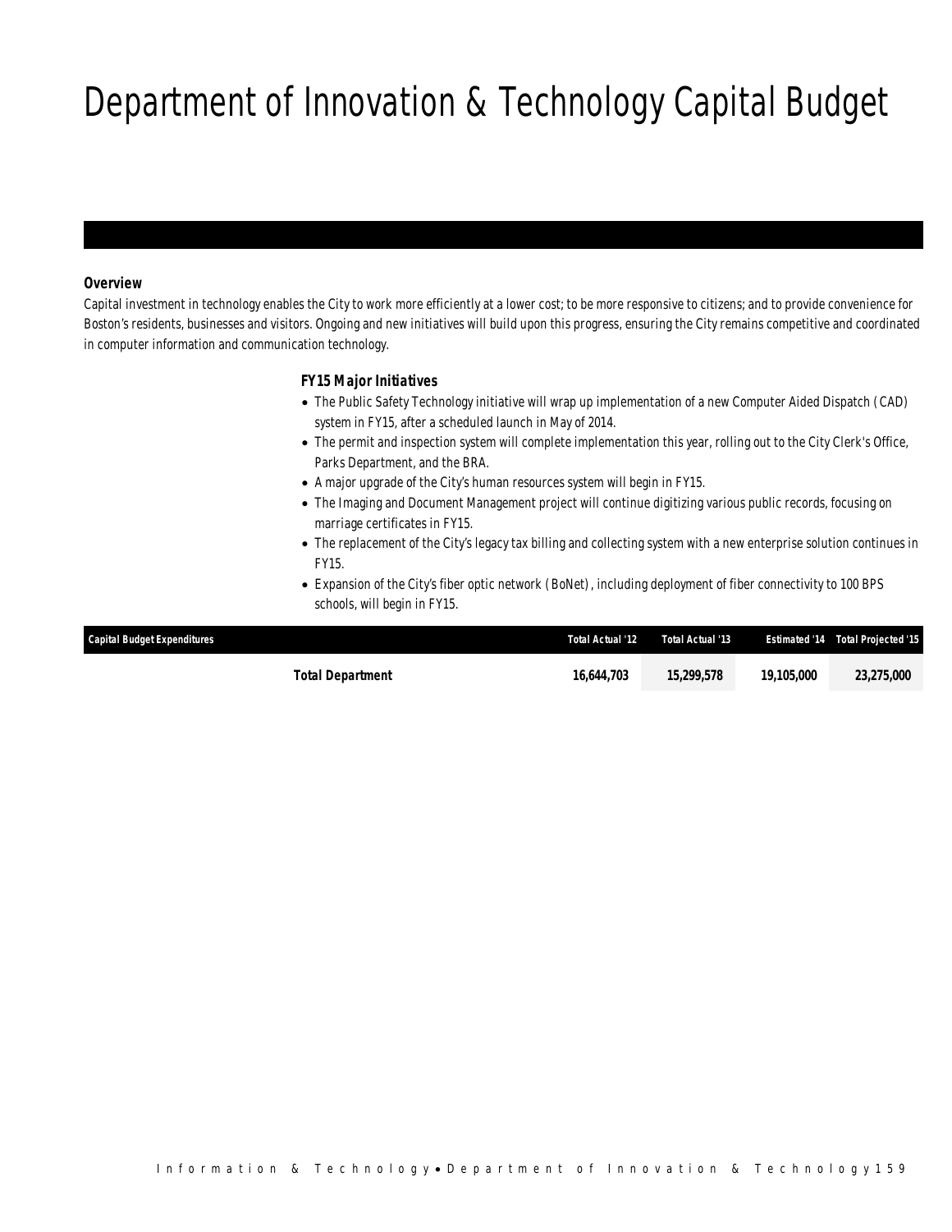# Department of Innovation & Technology Capital Budget

### Overview

Capital investment in technology enables the City to work more efficiently at a lower cost; to be more responsive to citizens; and to provide convenience for Boston's residents, businesses and visitors. Ongoing and new initiatives will build upon this progress, ensuring the City remains competitive and coordinated in computer information and communication technology.

### FY15 Major Initiatives

- The Public Safety Technology initiative will wrap up implementation of a new Computer Aided Dispatch (CAD) system in FY15, after a scheduled launch in May of 2014.
- The permit and inspection system will complete implementation this year, rolling out to the City Clerk's Office, Parks Department, and the BRA.
- A major upgrade of the City's human resources system will begin in FY15.
- The Imaging and Document Management project will continue digitizing various public records, focusing on marriage certificates in FY15.
- The replacement of the City's legacy tax billing and collecting system with a new enterprise solution continues in FY15.
- Expansion of the City's fiber optic network (BoNet), including deployment of fiber connectivity to 100 BPS schools, will begin in FY15.

| Capital Budget Expenditures | Total Actual '12 | Total Actual '13 | Estimated '14 | Total Projected '15 |
|---|---|---|---|---|
| **Total Department** | **16,644,703** | **15,299,578** | **19,105,000** | **23,275,000** |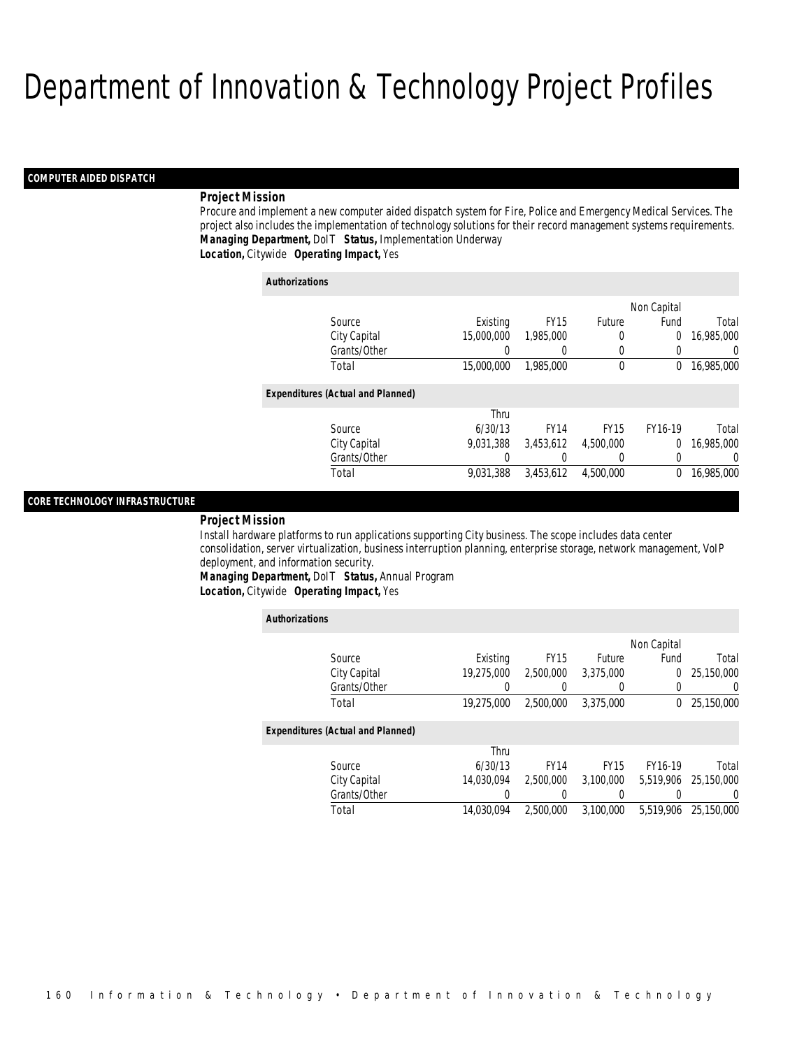# Department of Innovation & Technology Project Profiles

## COMPUTER AIDED DISPATCH

### Project Mission

Procure and implement a new computer aided dispatch system for Fire, Police and Emergency Medical Services. The project also includes the implementation of technology solutions for their record management systems requirements.

***Managing Department,*** DoIT ***Status,*** Implementation Underway

***Location,*** Citywide ***Operating Impact,*** Yes

**Authorizations**

| Source | Existing | FY15 | Future | Non Capital Fund | Total |
|---|---|---|---|---|---|
| City Capital | 15,000,000 | 1,985,000 | 0 | 0 | 16,985,000 |
| Grants/Other | 0 | 0 | 0 | 0 | 0 |
| Total | 15,000,000 | 1,985,000 | 0 | 0 | 16,985,000 |

**Expenditures (Actual and Planned)**

| Source | Thru 6/30/13 | FY14 | FY15 | FY16-19 | Total |
|---|---|---|---|---|---|
| City Capital | 9,031,388 | 3,453,612 | 4,500,000 | 0 | 16,985,000 |
| Grants/Other | 0 | 0 | 0 | 0 | 0 |
| Total | 9,031,388 | 3,453,612 | 4,500,000 | 0 | 16,985,000 |

## CORE TECHNOLOGY INFRASTRUCTURE

### Project Mission

Install hardware platforms to run applications supporting City business. The scope includes data center consolidation, server virtualization, business interruption planning, enterprise storage, network management, VoIP deployment, and information security.

***Managing Department,*** DoIT ***Status,*** Annual Program

***Location,*** Citywide ***Operating Impact,*** Yes

**Authorizations**

| Source | Existing | FY15 | Future | Non Capital Fund | Total |
|---|---|---|---|---|---|
| City Capital | 19,275,000 | 2,500,000 | 3,375,000 | 0 | 25,150,000 |
| Grants/Other | 0 | 0 | 0 | 0 | 0 |
| Total | 19,275,000 | 2,500,000 | 3,375,000 | 0 | 25,150,000 |

**Expenditures (Actual and Planned)**

| Source | Thru 6/30/13 | FY14 | FY15 | FY16-19 | Total |
|---|---|---|---|---|---|
| City Capital | 14,030,094 | 2,500,000 | 3,100,000 | 5,519,906 | 25,150,000 |
| Grants/Other | 0 | 0 | 0 | 0 | 0 |
| Total | 14,030,094 | 2,500,000 | 3,100,000 | 5,519,906 | 25,150,000 |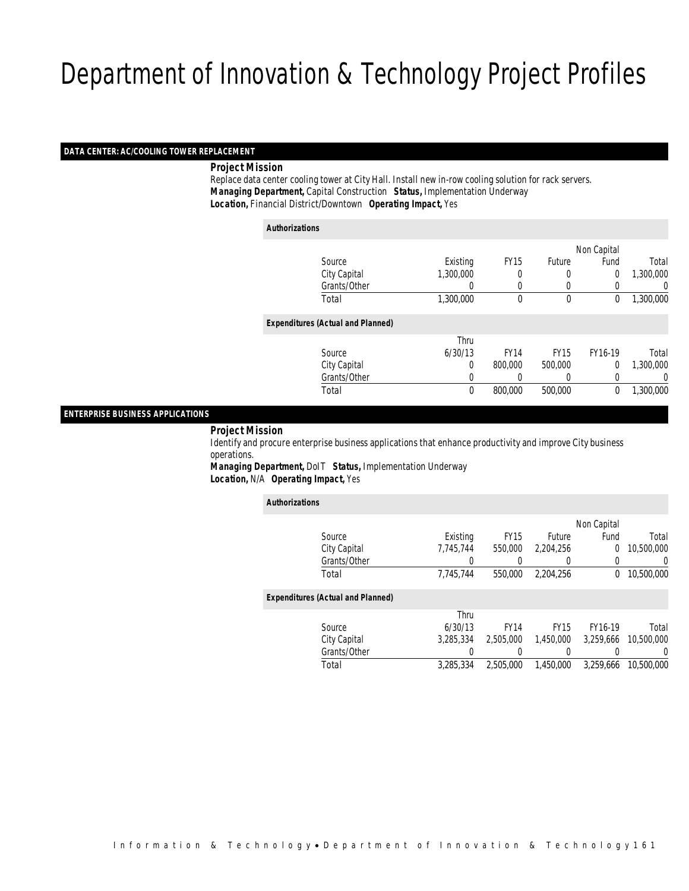# Department of Innovation & Technology Project Profiles

## DATA CENTER: AC/COOLING TOWER REPLACEMENT

***Project Mission***

Replace data center cooling tower at City Hall. Install new in-row cooling solution for rack servers.

***Managing Department,*** Capital Construction ***Status,*** Implementation Underway

***Location,*** Financial District/Downtown ***Operating Impact,*** Yes

***Authorizations***

| Source | Existing | FY15 | Future | Non Capital Fund | Total |
|---|---|---|---|---|---|
| City Capital | 1,300,000 | 0 | 0 | 0 | 1,300,000 |
| Grants/Other | 0 | 0 | 0 | 0 | 0 |
| Total | 1,300,000 | 0 | 0 | 0 | 1,300,000 |

***Expenditures (Actual and Planned)***

| Source | Thru 6/30/13 | FY14 | FY15 | FY16-19 | Total |
|---|---|---|---|---|---|
| City Capital | 0 | 800,000 | 500,000 | 0 | 1,300,000 |
| Grants/Other | 0 | 0 | 0 | 0 | 0 |
| Total | 0 | 800,000 | 500,000 | 0 | 1,300,000 |

## ENTERPRISE BUSINESS APPLICATIONS

***Project Mission***

Identify and procure enterprise business applications that enhance productivity and improve City business operations.

***Managing Department,*** DoIT ***Status,*** Implementation Underway

***Location,*** N/A ***Operating Impact,*** Yes

***Authorizations***

| Source | Existing | FY15 | Future | Non Capital Fund | Total |
|---|---|---|---|---|---|
| City Capital | 7,745,744 | 550,000 | 2,204,256 | 0 | 10,500,000 |
| Grants/Other | 0 | 0 | 0 | 0 | 0 |
| Total | 7,745,744 | 550,000 | 2,204,256 | 0 | 10,500,000 |

***Expenditures (Actual and Planned)***

| Source | Thru 6/30/13 | FY14 | FY15 | FY16-19 | Total |
|---|---|---|---|---|---|
| City Capital | 3,285,334 | 2,505,000 | 1,450,000 | 3,259,666 | 10,500,000 |
| Grants/Other | 0 | 0 | 0 | 0 | 0 |
| Total | 3,285,334 | 2,505,000 | 1,450,000 | 3,259,666 | 10,500,000 |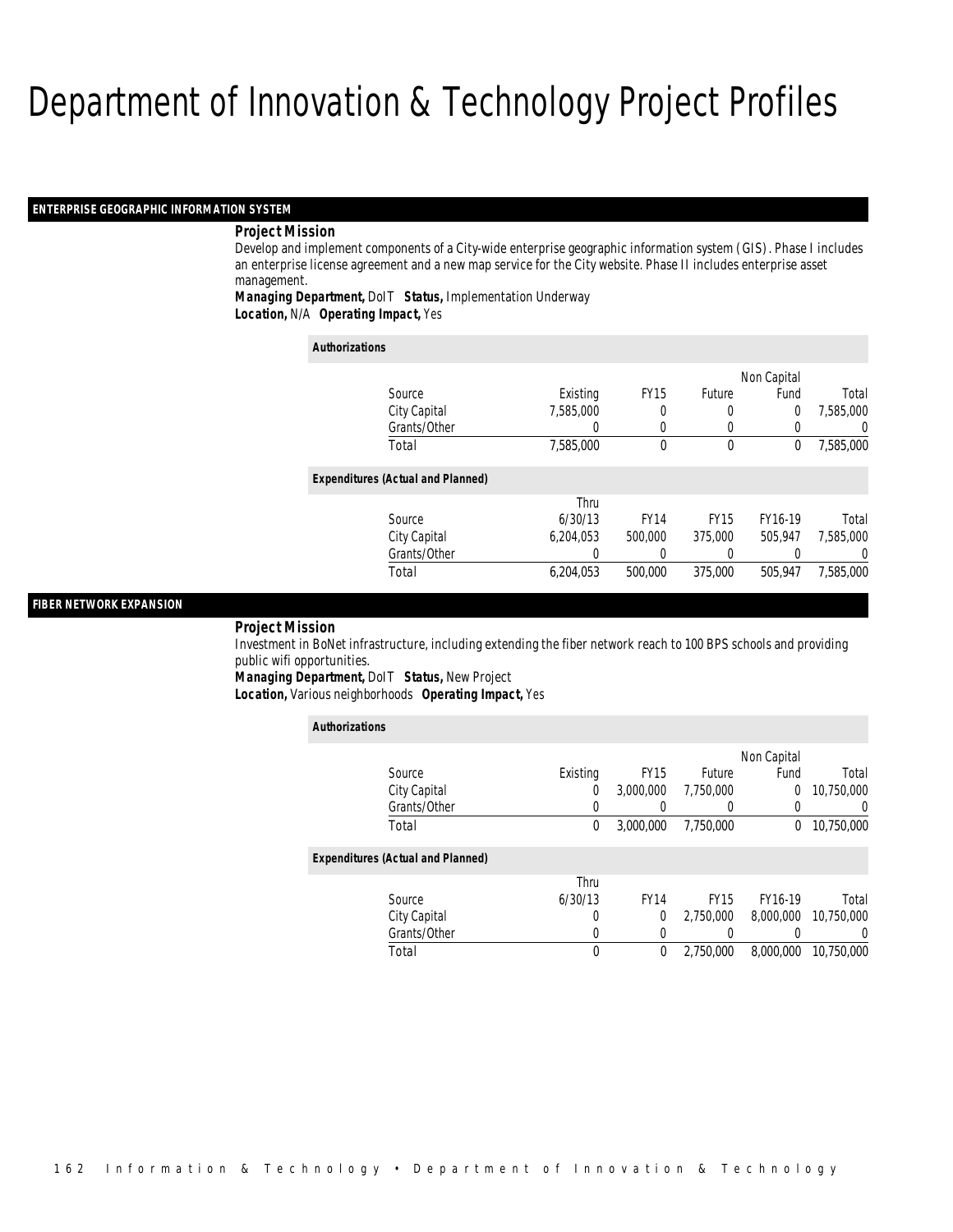# Department of Innovation & Technology Project Profiles

## ENTERPRISE GEOGRAPHIC INFORMATION SYSTEM

**Project Mission**

Develop and implement components of a City-wide enterprise geographic information system (GIS). Phase I includes an enterprise license agreement and a new map service for the City website. Phase II includes enterprise asset management.

***Managing Department,*** DoIT ***Status,*** Implementation Underway
***Location,*** N/A ***Operating Impact,*** Yes

*Authorizations*

| Source | Existing | FY15 | Future | Non Capital Fund | Total |
|---|---|---|---|---|---|
| City Capital | 7,585,000 | 0 | 0 | 0 | 7,585,000 |
| Grants/Other | 0 | 0 | 0 | 0 | 0 |
| Total | 7,585,000 | 0 | 0 | 0 | 7,585,000 |

*Expenditures (Actual and Planned)*

| Source | Thru 6/30/13 | FY14 | FY15 | FY16-19 | Total |
|---|---|---|---|---|---|
| City Capital | 6,204,053 | 500,000 | 375,000 | 505,947 | 7,585,000 |
| Grants/Other | 0 | 0 | 0 | 0 | 0 |
| Total | 6,204,053 | 500,000 | 375,000 | 505,947 | 7,585,000 |

## FIBER NETWORK EXPANSION

**Project Mission**

Investment in BoNet infrastructure, including extending the fiber network reach to 100 BPS schools and providing public wifi opportunities.

***Managing Department,*** DoIT ***Status,*** New Project
***Location,*** Various neighborhoods ***Operating Impact,*** Yes

*Authorizations*

| Source | Existing | FY15 | Future | Non Capital Fund | Total |
|---|---|---|---|---|---|
| City Capital | 0 | 3,000,000 | 7,750,000 | 0 | 10,750,000 |
| Grants/Other | 0 | 0 | 0 | 0 | 0 |
| Total | 0 | 3,000,000 | 7,750,000 | 0 | 10,750,000 |

*Expenditures (Actual and Planned)*

| Source | Thru 6/30/13 | FY14 | FY15 | FY16-19 | Total |
|---|---|---|---|---|---|
| City Capital | 0 | 0 | 2,750,000 | 8,000,000 | 10,750,000 |
| Grants/Other | 0 | 0 | 0 | 0 | 0 |
| Total | 0 | 0 | 2,750,000 | 8,000,000 | 10,750,000 |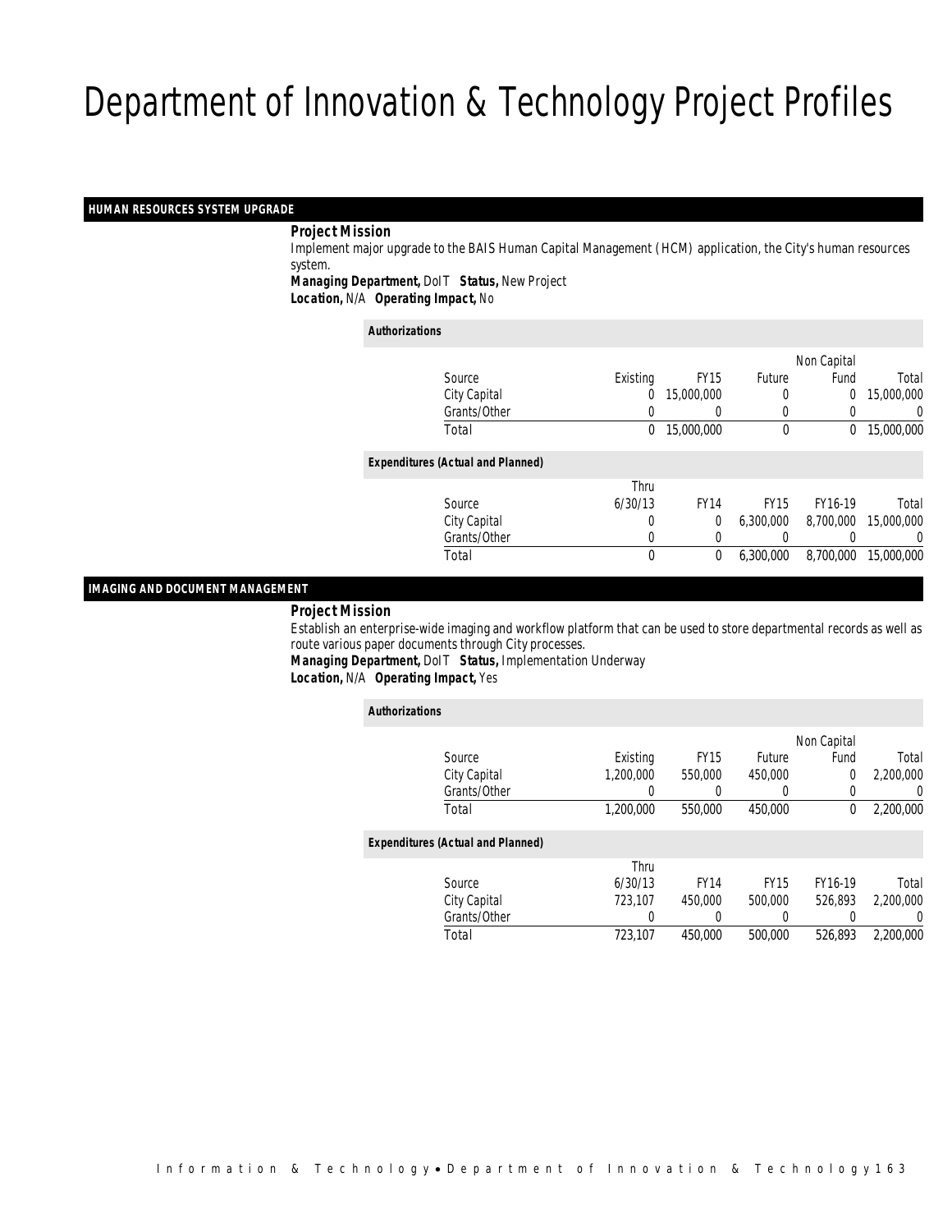# Department of Innovation & Technology Project Profiles

## HUMAN RESOURCES SYSTEM UPGRADE

**Project Mission**

Implement major upgrade to the BAIS Human Capital Management (HCM) application, the City's human resources system.

**Managing Department,** DoIT **Status,** New Project
**Location,** N/A **Operating Impact,** No

*Authorizations*

| Source | Existing | FY15 | Future | Non Capital Fund | Total |
|---|---|---|---|---|---|
| City Capital | 0 | 15,000,000 | 0 | 0 | 15,000,000 |
| Grants/Other | 0 | 0 | 0 | 0 | 0 |
| Total | 0 | 15,000,000 | 0 | 0 | 15,000,000 |

*Expenditures (Actual and Planned)*

| Source | Thru 6/30/13 | FY14 | FY15 | FY16-19 | Total |
|---|---|---|---|---|---|
| City Capital | 0 | 0 | 6,300,000 | 8,700,000 | 15,000,000 |
| Grants/Other | 0 | 0 | 0 | 0 | 0 |
| Total | 0 | 0 | 6,300,000 | 8,700,000 | 15,000,000 |

## IMAGING AND DOCUMENT MANAGEMENT

**Project Mission**

Establish an enterprise-wide imaging and workflow platform that can be used to store departmental records as well as route various paper documents through City processes.

**Managing Department,** DoIT **Status,** Implementation Underway
**Location,** N/A **Operating Impact,** Yes

*Authorizations*

| Source | Existing | FY15 | Future | Non Capital Fund | Total |
|---|---|---|---|---|---|
| City Capital | 1,200,000 | 550,000 | 450,000 | 0 | 2,200,000 |
| Grants/Other | 0 | 0 | 0 | 0 | 0 |
| Total | 1,200,000 | 550,000 | 450,000 | 0 | 2,200,000 |

*Expenditures (Actual and Planned)*

| Source | Thru 6/30/13 | FY14 | FY15 | FY16-19 | Total |
|---|---|---|---|---|---|
| City Capital | 723,107 | 450,000 | 500,000 | 526,893 | 2,200,000 |
| Grants/Other | 0 | 0 | 0 | 0 | 0 |
| Total | 723,107 | 450,000 | 500,000 | 526,893 | 2,200,000 |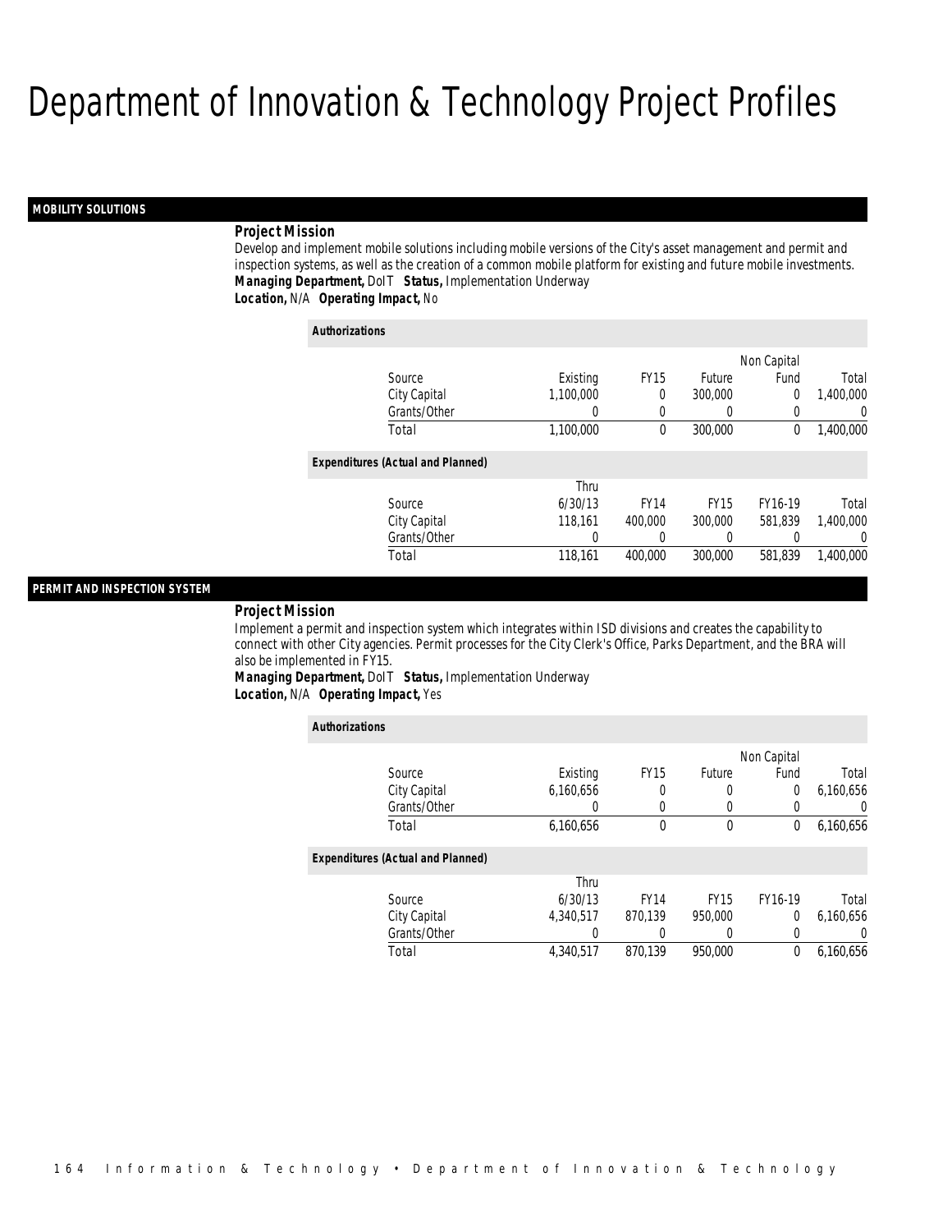# Department of Innovation & Technology Project Profiles

## MOBILITY SOLUTIONS

***Project Mission***

Develop and implement mobile solutions including mobile versions of the City's asset management and permit and inspection systems, as well as the creation of a common mobile platform for existing and future mobile investments.

***Managing Department,*** DoIT ***Status,*** Implementation Underway

***Location,*** N/A ***Operating Impact,*** No

***Authorizations***

| Source | Existing | FY15 | Future | Non Capital Fund | Total |
|---|---|---|---|---|---|
| City Capital | 1,100,000 | 0 | 300,000 | 0 | 1,400,000 |
| Grants/Other | 0 | 0 | 0 | 0 | 0 |
| Total | 1,100,000 | 0 | 300,000 | 0 | 1,400,000 |

***Expenditures (Actual and Planned)***

| Source | Thru 6/30/13 | FY14 | FY15 | FY16-19 | Total |
|---|---|---|---|---|---|
| City Capital | 118,161 | 400,000 | 300,000 | 581,839 | 1,400,000 |
| Grants/Other | 0 | 0 | 0 | 0 | 0 |
| Total | 118,161 | 400,000 | 300,000 | 581,839 | 1,400,000 |

## PERMIT AND INSPECTION SYSTEM

***Project Mission***

Implement a permit and inspection system which integrates within ISD divisions and creates the capability to connect with other City agencies. Permit processes for the City Clerk's Office, Parks Department, and the BRA will also be implemented in FY15.

***Managing Department,*** DoIT ***Status,*** Implementation Underway

***Location,*** N/A ***Operating Impact,*** Yes

***Authorizations***

| Source | Existing | FY15 | Future | Non Capital Fund | Total |
|---|---|---|---|---|---|
| City Capital | 6,160,656 | 0 | 0 | 0 | 6,160,656 |
| Grants/Other | 0 | 0 | 0 | 0 | 0 |
| Total | 6,160,656 | 0 | 0 | 0 | 6,160,656 |

***Expenditures (Actual and Planned)***

| Source | Thru 6/30/13 | FY14 | FY15 | FY16-19 | Total |
|---|---|---|---|---|---|
| City Capital | 4,340,517 | 870,139 | 950,000 | 0 | 6,160,656 |
| Grants/Other | 0 | 0 | 0 | 0 | 0 |
| Total | 4,340,517 | 870,139 | 950,000 | 0 | 6,160,656 |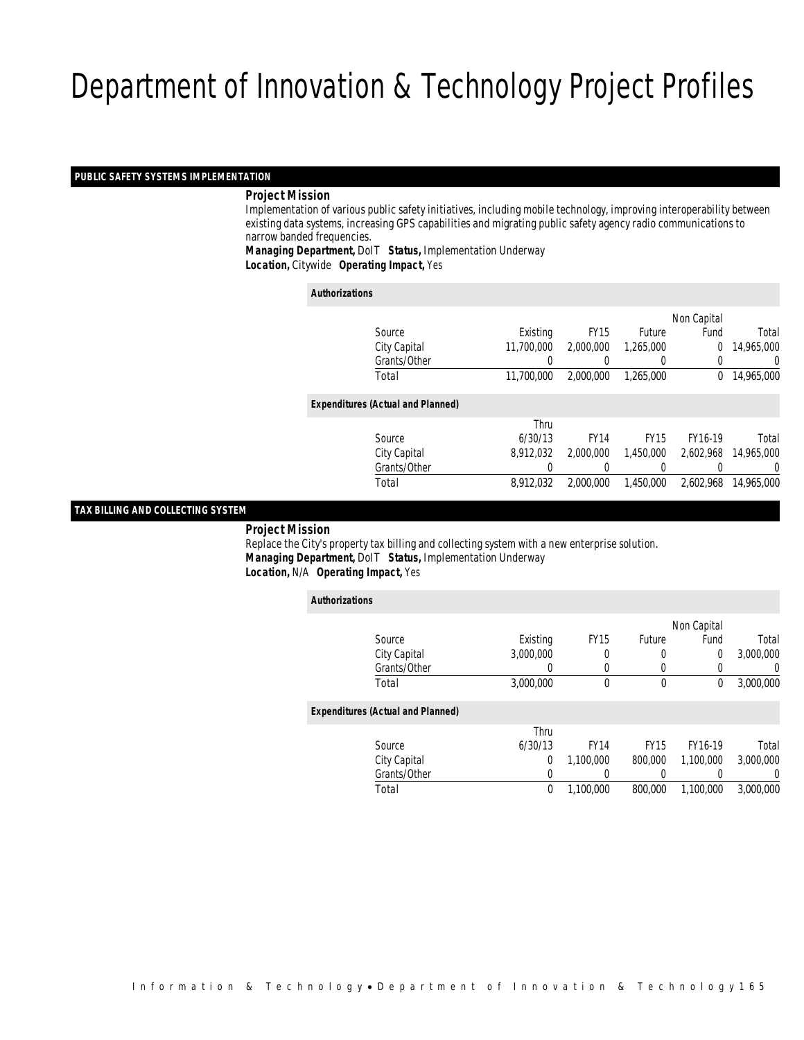# Department of Innovation & Technology Project Profiles

## PUBLIC SAFETY SYSTEMS IMPLEMENTATION

**Project Mission**

Implementation of various public safety initiatives, including mobile technology, improving interoperability between existing data systems, increasing GPS capabilities and migrating public safety agency radio communications to narrow banded frequencies.

**Managing Department,** DoIT **Status,** Implementation Underway

**Location,** Citywide **Operating Impact,** Yes

**Authorizations**

| Source | Existing | FY15 | Future | Non Capital Fund | Total |
|---|---|---|---|---|---|
| City Capital | 11,700,000 | 2,000,000 | 1,265,000 | 0 | 14,965,000 |
| Grants/Other | 0 | 0 | 0 | 0 | 0 |
| Total | 11,700,000 | 2,000,000 | 1,265,000 | 0 | 14,965,000 |

**Expenditures (Actual and Planned)**

| Source | Thru 6/30/13 | FY14 | FY15 | FY16-19 | Total |
|---|---|---|---|---|---|
| City Capital | 8,912,032 | 2,000,000 | 1,450,000 | 2,602,968 | 14,965,000 |
| Grants/Other | 0 | 0 | 0 | 0 | 0 |
| Total | 8,912,032 | 2,000,000 | 1,450,000 | 2,602,968 | 14,965,000 |

## TAX BILLING AND COLLECTING SYSTEM

**Project Mission**

Replace the City's property tax billing and collecting system with a new enterprise solution.

**Managing Department,** DoIT **Status,** Implementation Underway

**Location,** N/A **Operating Impact,** Yes

**Authorizations**

| Source | Existing | FY15 | Future | Non Capital Fund | Total |
|---|---|---|---|---|---|
| City Capital | 3,000,000 | 0 | 0 | 0 | 3,000,000 |
| Grants/Other | 0 | 0 | 0 | 0 | 0 |
| Total | 3,000,000 | 0 | 0 | 0 | 3,000,000 |

**Expenditures (Actual and Planned)**

| Source | Thru 6/30/13 | FY14 | FY15 | FY16-19 | Total |
|---|---|---|---|---|---|
| City Capital | 0 | 1,100,000 | 800,000 | 1,100,000 | 3,000,000 |
| Grants/Other | 0 | 0 | 0 | 0 | 0 |
| Total | 0 | 1,100,000 | 800,000 | 1,100,000 | 3,000,000 |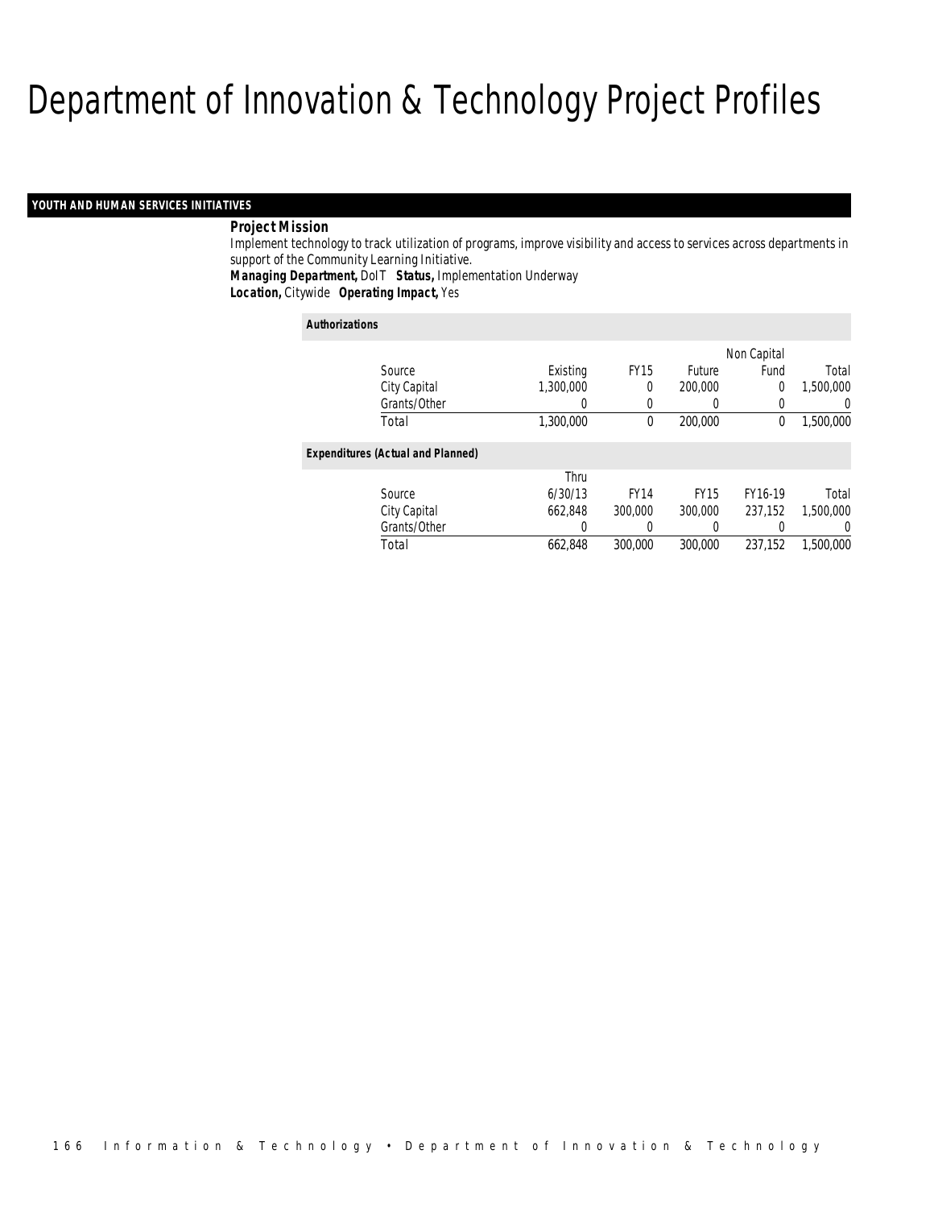# Department of Innovation & Technology Project Profiles

## YOUTH AND HUMAN SERVICES INITIATIVES

**Project Mission**

Implement technology to track utilization of programs, improve visibility and access to services across departments in support of the Community Learning Initiative.

***Managing Department,*** DoIT ***Status,*** Implementation Underway

***Location,*** Citywide ***Operating Impact,*** Yes

***Authorizations***

| Source | Existing | FY15 | Future | Non Capital Fund | Total |
|---|---|---|---|---|---|
| City Capital | 1,300,000 | 0 | 200,000 | 0 | 1,500,000 |
| Grants/Other | 0 | 0 | 0 | 0 | 0 |
| Total | 1,300,000 | 0 | 200,000 | 0 | 1,500,000 |

***Expenditures (Actual and Planned)***

| Source | Thru 6/30/13 | FY14 | FY15 | FY16-19 | Total |
|---|---|---|---|---|---|
| City Capital | 662,848 | 300,000 | 300,000 | 237,152 | 1,500,000 |
| Grants/Other | 0 | 0 | 0 | 0 | 0 |
| Total | 662,848 | 300,000 | 300,000 | 237,152 | 1,500,000 |